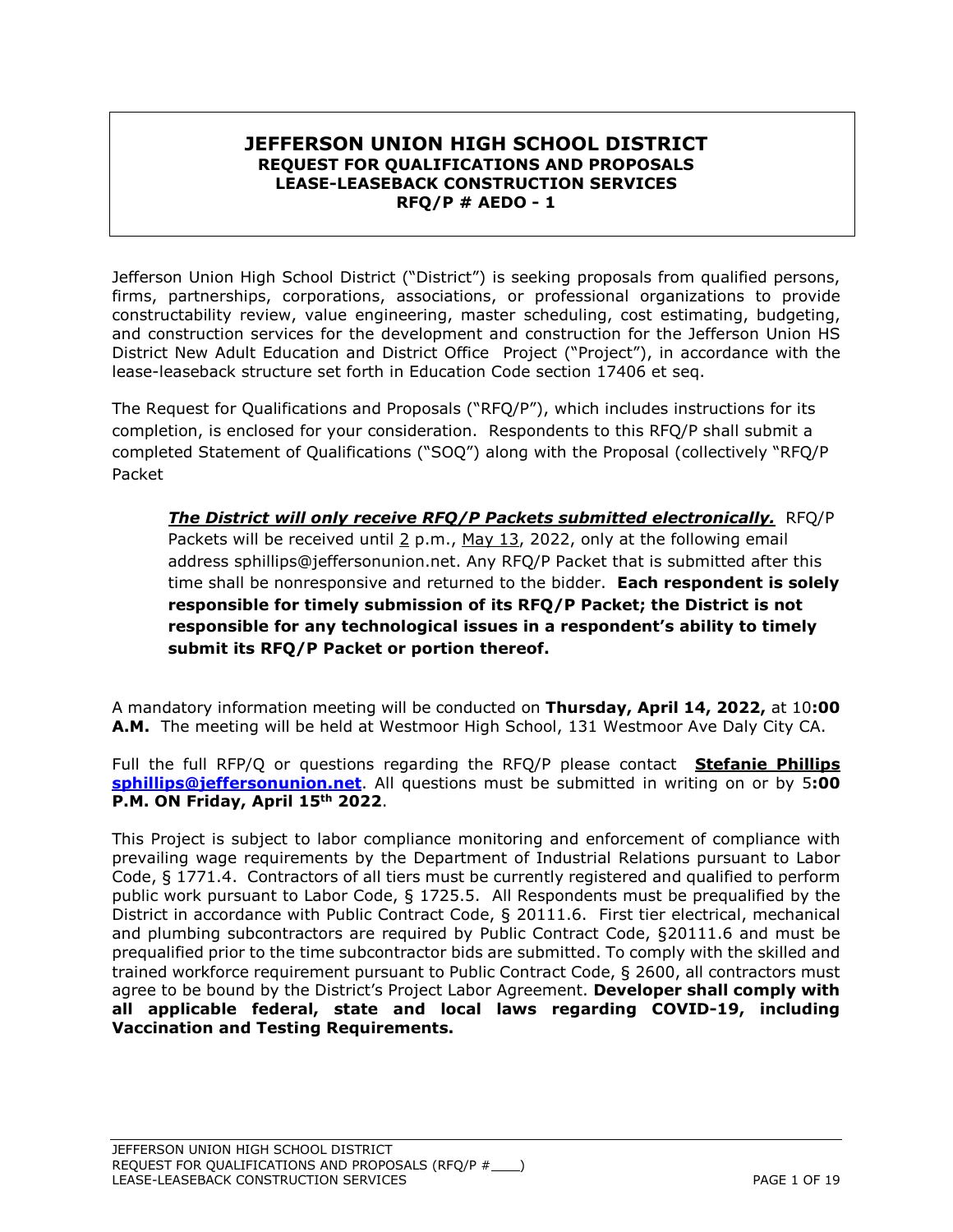# JEFFERSON UNION HIGH SCHOOL DISTRICT
## REQUEST FOR QUALIFICATIONS AND PROPOSALS
## LEASE-LEASEBACK CONSTRUCTION SERVICES
## RFQ/P # AEDO - 1

Jefferson Union High School District ("District") is seeking proposals from qualified persons, firms, partnerships, corporations, associations, or professional organizations to provide constructability review, value engineering, master scheduling, cost estimating, budgeting, and construction services for the development and construction for the Jefferson Union HS District New Adult Education and District Office Project ("Project"), in accordance with the lease-leaseback structure set forth in Education Code section 17406 et seq.

The Request for Qualifications and Proposals ("RFQ/P"), which includes instructions for its completion, is enclosed for your consideration. Respondents to this RFQ/P shall submit a completed Statement of Qualifications ("SOQ") along with the Proposal (collectively "RFQ/P Packet

> ***The District will only receive RFQ/P Packets submitted electronically.*** RFQ/P Packets will be received until 2 p.m., May 13, 2022, only at the following email address sphillips@jeffersonunion.net. Any RFQ/P Packet that is submitted after this time shall be nonresponsive and returned to the bidder. **Each respondent is solely responsible for timely submission of its RFQ/P Packet; the District is not responsible for any technological issues in a respondent's ability to timely submit its RFQ/P Packet or portion thereof.**

A mandatory information meeting will be conducted on **Thursday, April 14, 2022,** at 10**:00 A.M.** The meeting will be held at Westmoor High School, 131 Westmoor Ave Daly City CA.

Full the full RFP/Q or questions regarding the RFQ/P please contact **Stefanie Phillips sphillips@jeffersonunion.net**. All questions must be submitted in writing on or by 5**:00 P.M. ON Friday, April 15th 2022**.

This Project is subject to labor compliance monitoring and enforcement of compliance with prevailing wage requirements by the Department of Industrial Relations pursuant to Labor Code, § 1771.4. Contractors of all tiers must be currently registered and qualified to perform public work pursuant to Labor Code, § 1725.5. All Respondents must be prequalified by the District in accordance with Public Contract Code, § 20111.6. First tier electrical, mechanical and plumbing subcontractors are required by Public Contract Code, §20111.6 and must be prequalified prior to the time subcontractor bids are submitted. To comply with the skilled and trained workforce requirement pursuant to Public Contract Code, § 2600, all contractors must agree to be bound by the District's Project Labor Agreement. **Developer shall comply with all applicable federal, state and local laws regarding COVID-19, including Vaccination and Testing Requirements.**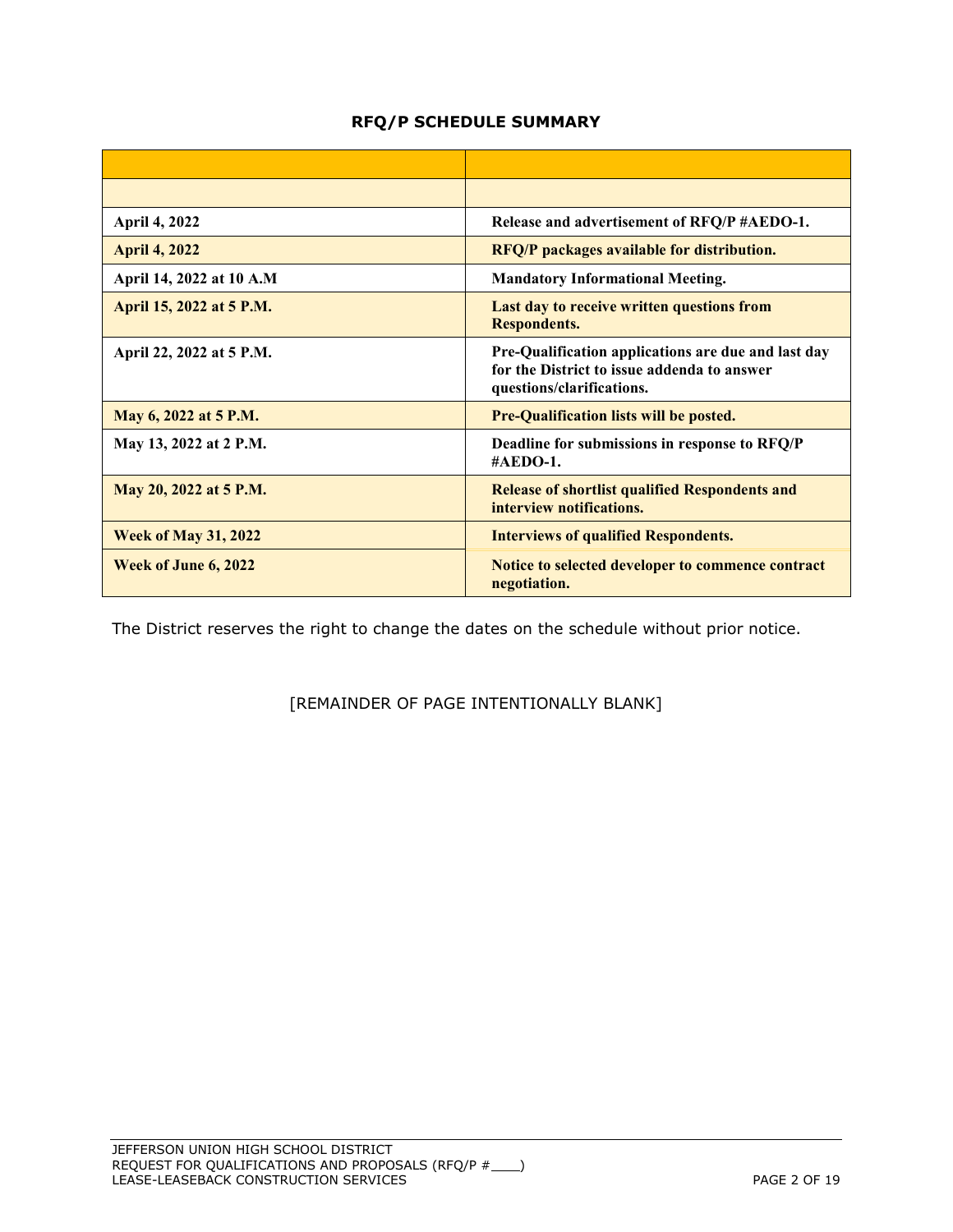**RFQ/P SCHEDULE SUMMARY**

| | |
|---|---|
| | |
| **April 4, 2022** | **Release and advertisement of RFQ/P #AEDO-1.** |
| **April 4, 2022** | **RFQ/P packages available for distribution.** |
| **April 14, 2022 at 10 A.M** | **Mandatory Informational Meeting.** |
| **April 15, 2022 at 5 P.M.** | **Last day to receive written questions from Respondents.** |
| **April 22, 2022 at 5 P.M.** | **Pre-Qualification applications are due and last day for the District to issue addenda to answer questions/clarifications.** |
| **May 6, 2022 at 5 P.M.** | **Pre-Qualification lists will be posted.** |
| **May 13, 2022 at 2 P.M.** | **Deadline for submissions in response to RFQ/P #AEDO-1.** |
| **May 20, 2022 at 5 P.M.** | **Release of shortlist qualified Respondents and interview notifications.** |
| **Week of May 31, 2022** | **Interviews of qualified Respondents.** |
| **Week of June 6, 2022** | **Notice to selected developer to commence contract negotiation.** |

The District reserves the right to change the dates on the schedule without prior notice.

[REMAINDER OF PAGE INTENTIONALLY BLANK]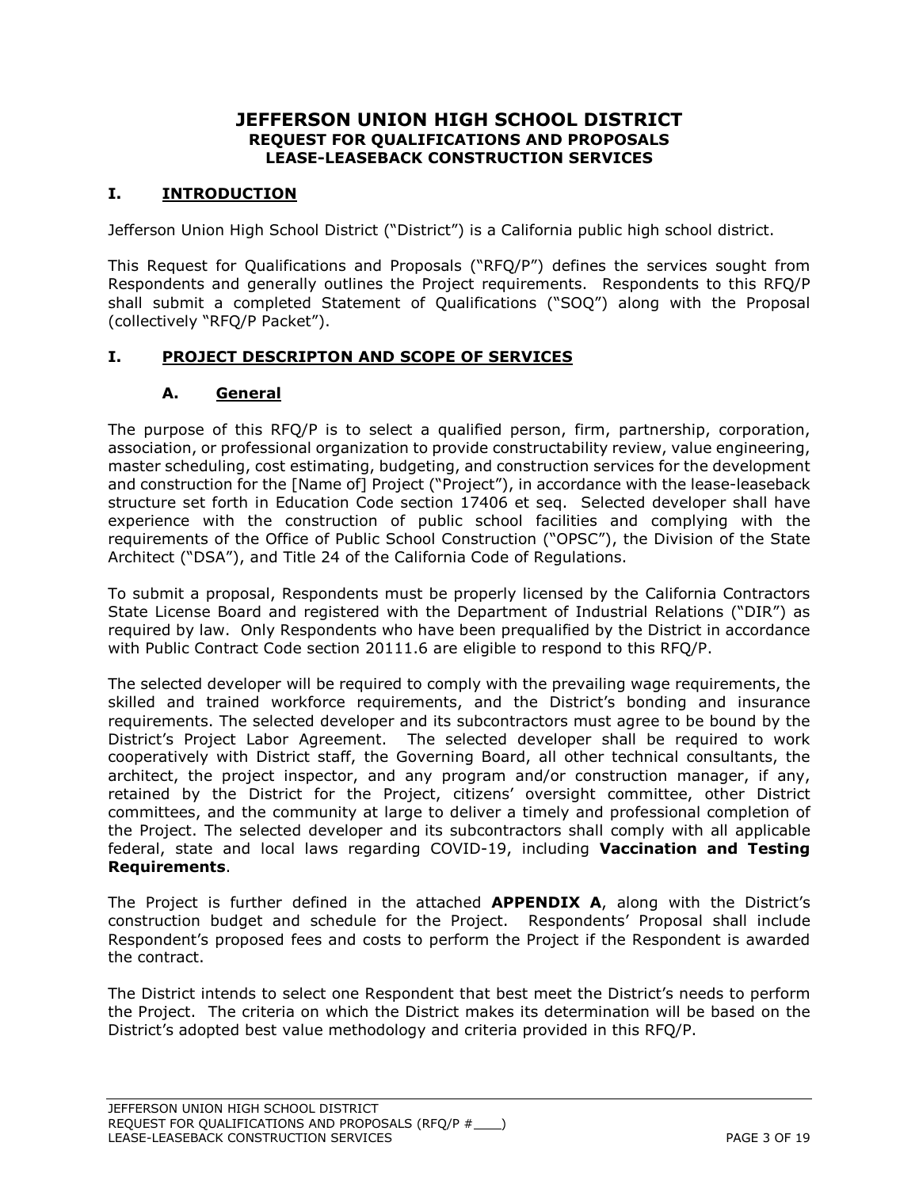# JEFFERSON UNION HIGH SCHOOL DISTRICT
## REQUEST FOR QUALIFICATIONS AND PROPOSALS
## LEASE-LEASEBACK CONSTRUCTION SERVICES

## I. INTRODUCTION

Jefferson Union High School District ("District") is a California public high school district.

This Request for Qualifications and Proposals ("RFQ/P") defines the services sought from Respondents and generally outlines the Project requirements. Respondents to this RFQ/P shall submit a completed Statement of Qualifications ("SOQ") along with the Proposal (collectively "RFQ/P Packet").

## I. PROJECT DESCRIPTON AND SCOPE OF SERVICES

### A. General

The purpose of this RFQ/P is to select a qualified person, firm, partnership, corporation, association, or professional organization to provide constructability review, value engineering, master scheduling, cost estimating, budgeting, and construction services for the development and construction for the [Name of] Project ("Project"), in accordance with the lease-leaseback structure set forth in Education Code section 17406 et seq. Selected developer shall have experience with the construction of public school facilities and complying with the requirements of the Office of Public School Construction ("OPSC"), the Division of the State Architect ("DSA"), and Title 24 of the California Code of Regulations.

To submit a proposal, Respondents must be properly licensed by the California Contractors State License Board and registered with the Department of Industrial Relations ("DIR") as required by law. Only Respondents who have been prequalified by the District in accordance with Public Contract Code section 20111.6 are eligible to respond to this RFQ/P.

The selected developer will be required to comply with the prevailing wage requirements, the skilled and trained workforce requirements, and the District's bonding and insurance requirements. The selected developer and its subcontractors must agree to be bound by the District's Project Labor Agreement. The selected developer shall be required to work cooperatively with District staff, the Governing Board, all other technical consultants, the architect, the project inspector, and any program and/or construction manager, if any, retained by the District for the Project, citizens' oversight committee, other District committees, and the community at large to deliver a timely and professional completion of the Project. The selected developer and its subcontractors shall comply with all applicable federal, state and local laws regarding COVID-19, including **Vaccination and Testing Requirements**.

The Project is further defined in the attached **APPENDIX A**, along with the District's construction budget and schedule for the Project. Respondents' Proposal shall include Respondent's proposed fees and costs to perform the Project if the Respondent is awarded the contract.

The District intends to select one Respondent that best meet the District's needs to perform the Project. The criteria on which the District makes its determination will be based on the District's adopted best value methodology and criteria provided in this RFQ/P.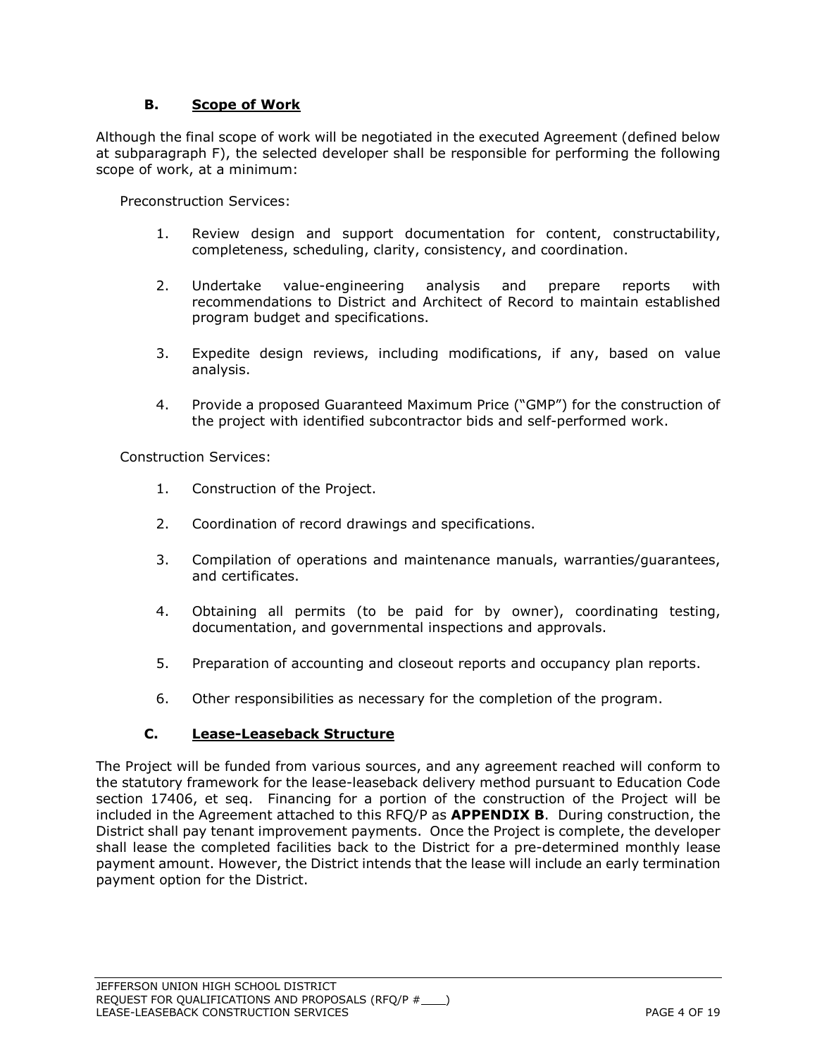### B. Scope of Work

Although the final scope of work will be negotiated in the executed Agreement (defined below at subparagraph F), the selected developer shall be responsible for performing the following scope of work, at a minimum:

Preconstruction Services:

1. Review design and support documentation for content, constructability, completeness, scheduling, clarity, consistency, and coordination.

2. Undertake value-engineering analysis and prepare reports with recommendations to District and Architect of Record to maintain established program budget and specifications.

3. Expedite design reviews, including modifications, if any, based on value analysis.

4. Provide a proposed Guaranteed Maximum Price ("GMP") for the construction of the project with identified subcontractor bids and self-performed work.

Construction Services:

1. Construction of the Project.

2. Coordination of record drawings and specifications.

3. Compilation of operations and maintenance manuals, warranties/guarantees, and certificates.

4. Obtaining all permits (to be paid for by owner), coordinating testing, documentation, and governmental inspections and approvals.

5. Preparation of accounting and closeout reports and occupancy plan reports.

6. Other responsibilities as necessary for the completion of the program.

### C. Lease-Leaseback Structure

The Project will be funded from various sources, and any agreement reached will conform to the statutory framework for the lease-leaseback delivery method pursuant to Education Code section 17406, et seq. Financing for a portion of the construction of the Project will be included in the Agreement attached to this RFQ/P as **APPENDIX B**. During construction, the District shall pay tenant improvement payments. Once the Project is complete, the developer shall lease the completed facilities back to the District for a pre-determined monthly lease payment amount. However, the District intends that the lease will include an early termination payment option for the District.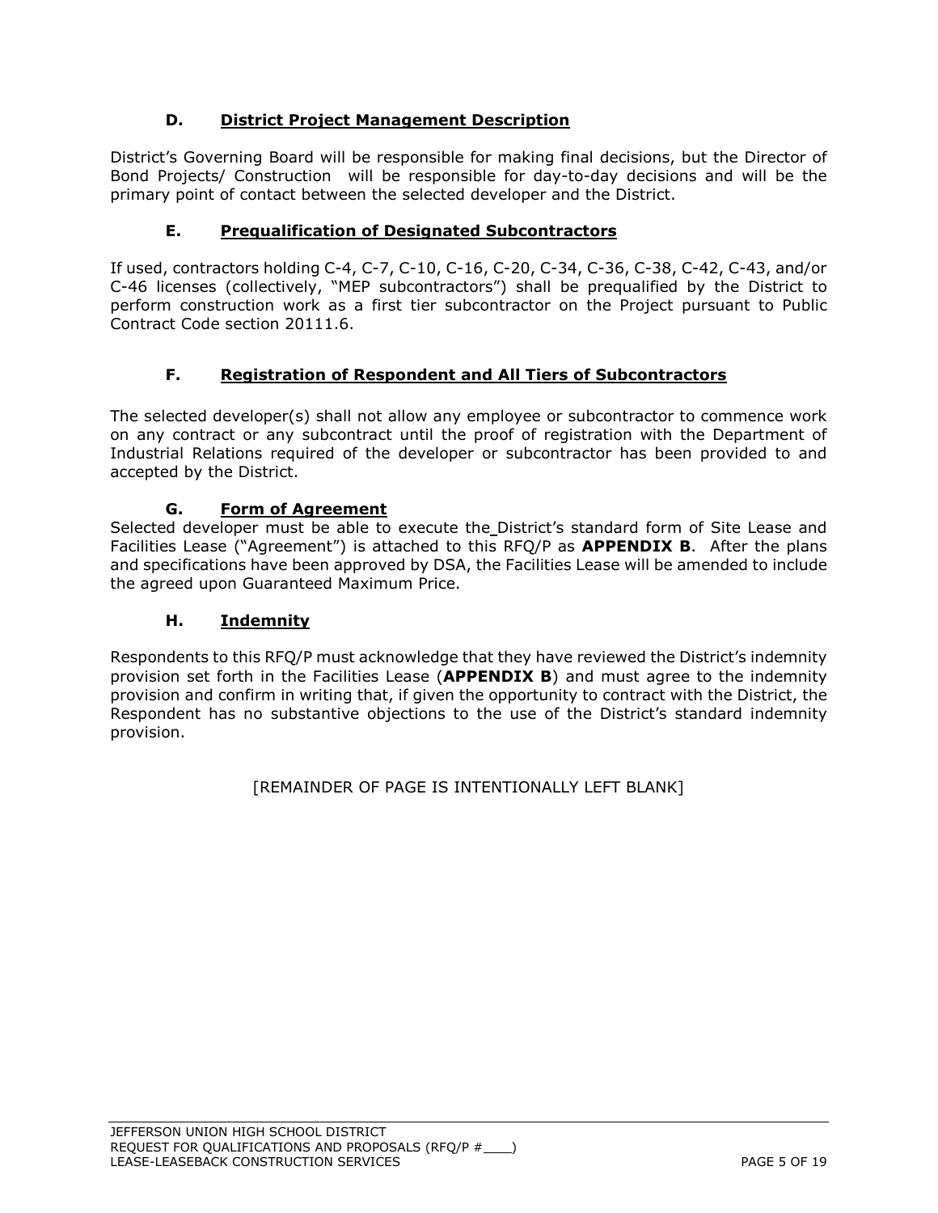## D. District Project Management Description

District's Governing Board will be responsible for making final decisions, but the Director of Bond Projects/ Construction will be responsible for day-to-day decisions and will be the primary point of contact between the selected developer and the District.

## E. Prequalification of Designated Subcontractors

If used, contractors holding C-4, C-7, C-10, C-16, C-20, C-34, C-36, C-38, C-42, C-43, and/or C-46 licenses (collectively, "MEP subcontractors") shall be prequalified by the District to perform construction work as a first tier subcontractor on the Project pursuant to Public Contract Code section 20111.6.

## F. Registration of Respondent and All Tiers of Subcontractors

The selected developer(s) shall not allow any employee or subcontractor to commence work on any contract or any subcontract until the proof of registration with the Department of Industrial Relations required of the developer or subcontractor has been provided to and accepted by the District.

## G. Form of Agreement

Selected developer must be able to execute the District's standard form of Site Lease and Facilities Lease ("Agreement") is attached to this RFQ/P as **APPENDIX B**. After the plans and specifications have been approved by DSA, the Facilities Lease will be amended to include the agreed upon Guaranteed Maximum Price.

## H. Indemnity

Respondents to this RFQ/P must acknowledge that they have reviewed the District's indemnity provision set forth in the Facilities Lease (**APPENDIX B**) and must agree to the indemnity provision and confirm in writing that, if given the opportunity to contract with the District, the Respondent has no substantive objections to the use of the District's standard indemnity provision.

[REMAINDER OF PAGE IS INTENTIONALLY LEFT BLANK]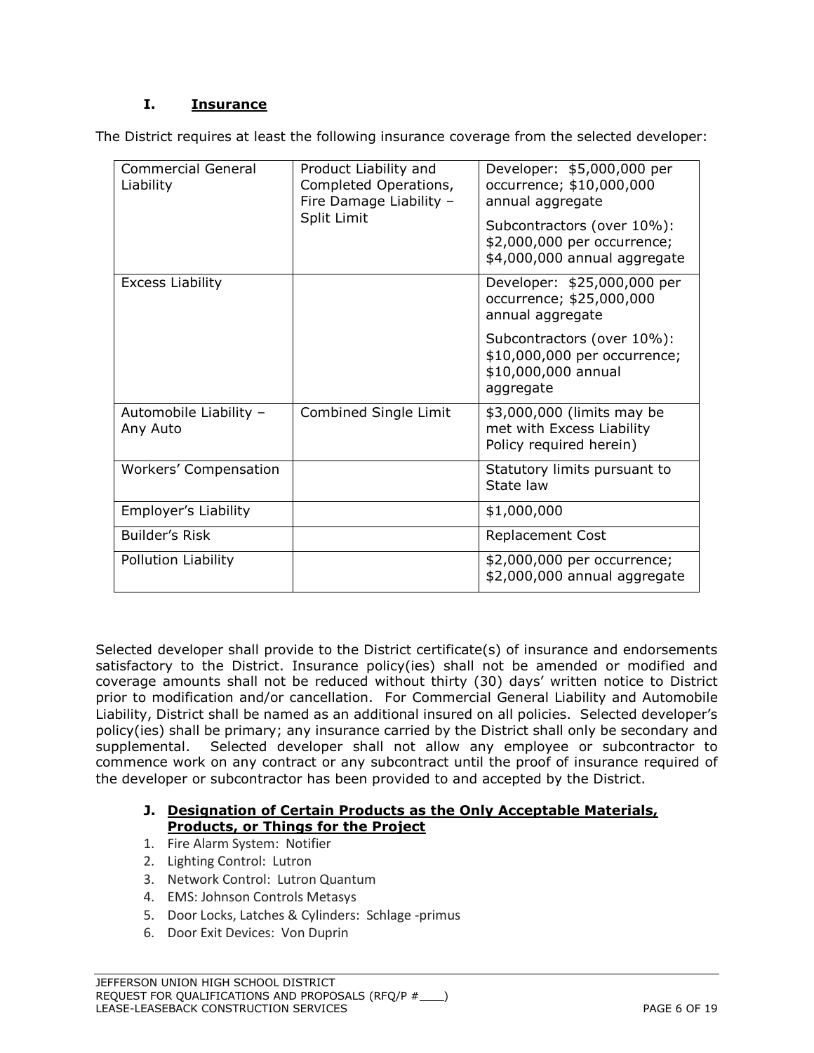## I. Insurance

The District requires at least the following insurance coverage from the selected developer:

| Commercial General Liability | Product Liability and Completed Operations, Fire Damage Liability – Split Limit | Developer: $5,000,000 per occurrence; $10,000,000 annual aggregate<br><br>Subcontractors (over 10%): $2,000,000 per occurrence; $4,000,000 annual aggregate |
|---|---|---|
| Excess Liability | | Developer: $25,000,000 per occurrence; $25,000,000 annual aggregate<br><br>Subcontractors (over 10%): $10,000,000 per occurrence; $10,000,000 annual aggregate |
| Automobile Liability – Any Auto | Combined Single Limit | $3,000,000 (limits may be met with Excess Liability Policy required herein) |
| Workers' Compensation | | Statutory limits pursuant to State law |
| Employer's Liability | | $1,000,000 |
| Builder's Risk | | Replacement Cost |
| Pollution Liability | | $2,000,000 per occurrence; $2,000,000 annual aggregate |

Selected developer shall provide to the District certificate(s) of insurance and endorsements satisfactory to the District. Insurance policy(ies) shall not be amended or modified and coverage amounts shall not be reduced without thirty (30) days' written notice to District prior to modification and/or cancellation. For Commercial General Liability and Automobile Liability, District shall be named as an additional insured on all policies. Selected developer's policy(ies) shall be primary; any insurance carried by the District shall only be secondary and supplemental. Selected developer shall not allow any employee or subcontractor to commence work on any contract or any subcontract until the proof of insurance required of the developer or subcontractor has been provided to and accepted by the District.

## J. Designation of Certain Products as the Only Acceptable Materials, Products, or Things for the Project

1. Fire Alarm System: Notifier
2. Lighting Control: Lutron
3. Network Control: Lutron Quantum
4. EMS: Johnson Controls Metasys
5. Door Locks, Latches & Cylinders: Schlage -primus
6. Door Exit Devices: Von Duprin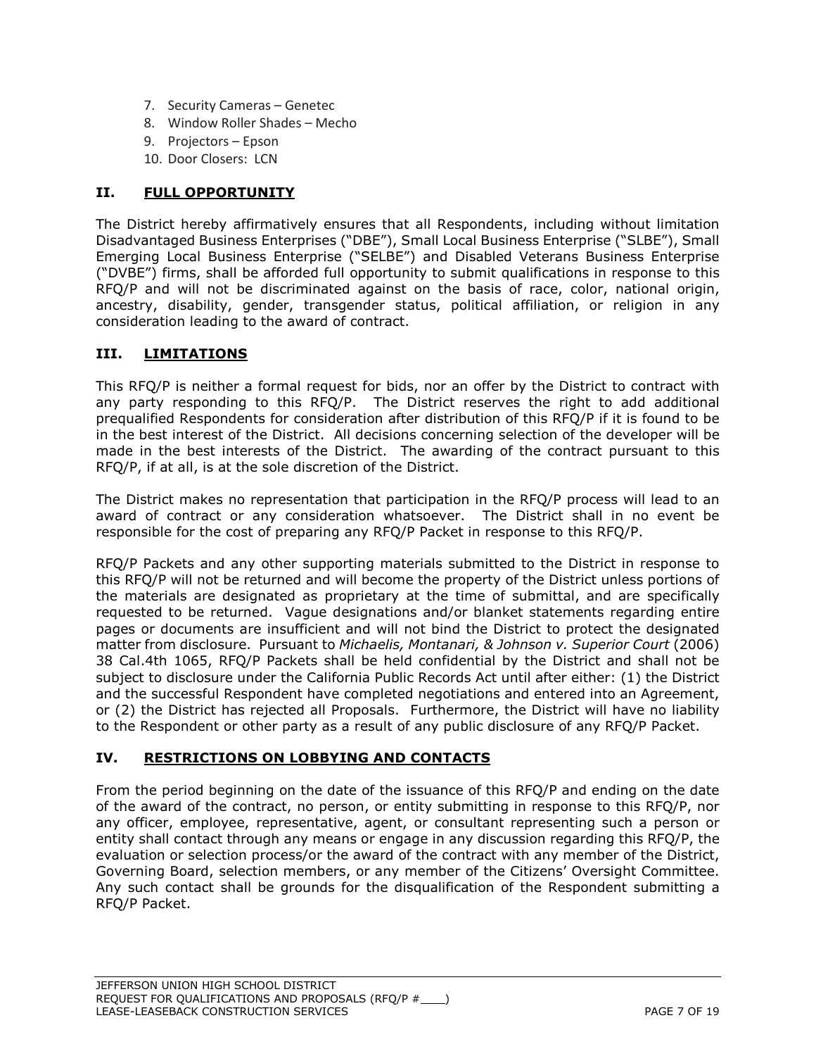7. Security Cameras – Genetec
8. Window Roller Shades – Mecho
9. Projectors – Epson
10. Door Closers: LCN

## II. FULL OPPORTUNITY

The District hereby affirmatively ensures that all Respondents, including without limitation Disadvantaged Business Enterprises ("DBE"), Small Local Business Enterprise ("SLBE"), Small Emerging Local Business Enterprise ("SELBE") and Disabled Veterans Business Enterprise ("DVBE") firms, shall be afforded full opportunity to submit qualifications in response to this RFQ/P and will not be discriminated against on the basis of race, color, national origin, ancestry, disability, gender, transgender status, political affiliation, or religion in any consideration leading to the award of contract.

## III. LIMITATIONS

This RFQ/P is neither a formal request for bids, nor an offer by the District to contract with any party responding to this RFQ/P. The District reserves the right to add additional prequalified Respondents for consideration after distribution of this RFQ/P if it is found to be in the best interest of the District. All decisions concerning selection of the developer will be made in the best interests of the District. The awarding of the contract pursuant to this RFQ/P, if at all, is at the sole discretion of the District.

The District makes no representation that participation in the RFQ/P process will lead to an award of contract or any consideration whatsoever. The District shall in no event be responsible for the cost of preparing any RFQ/P Packet in response to this RFQ/P.

RFQ/P Packets and any other supporting materials submitted to the District in response to this RFQ/P will not be returned and will become the property of the District unless portions of the materials are designated as proprietary at the time of submittal, and are specifically requested to be returned. Vague designations and/or blanket statements regarding entire pages or documents are insufficient and will not bind the District to protect the designated matter from disclosure. Pursuant to *Michaelis, Montanari, & Johnson v. Superior Court* (2006) 38 Cal.4th 1065, RFQ/P Packets shall be held confidential by the District and shall not be subject to disclosure under the California Public Records Act until after either: (1) the District and the successful Respondent have completed negotiations and entered into an Agreement, or (2) the District has rejected all Proposals. Furthermore, the District will have no liability to the Respondent or other party as a result of any public disclosure of any RFQ/P Packet.

## IV. RESTRICTIONS ON LOBBYING AND CONTACTS

From the period beginning on the date of the issuance of this RFQ/P and ending on the date of the award of the contract, no person, or entity submitting in response to this RFQ/P, nor any officer, employee, representative, agent, or consultant representing such a person or entity shall contact through any means or engage in any discussion regarding this RFQ/P, the evaluation or selection process/or the award of the contract with any member of the District, Governing Board, selection members, or any member of the Citizens' Oversight Committee. Any such contact shall be grounds for the disqualification of the Respondent submitting a RFQ/P Packet.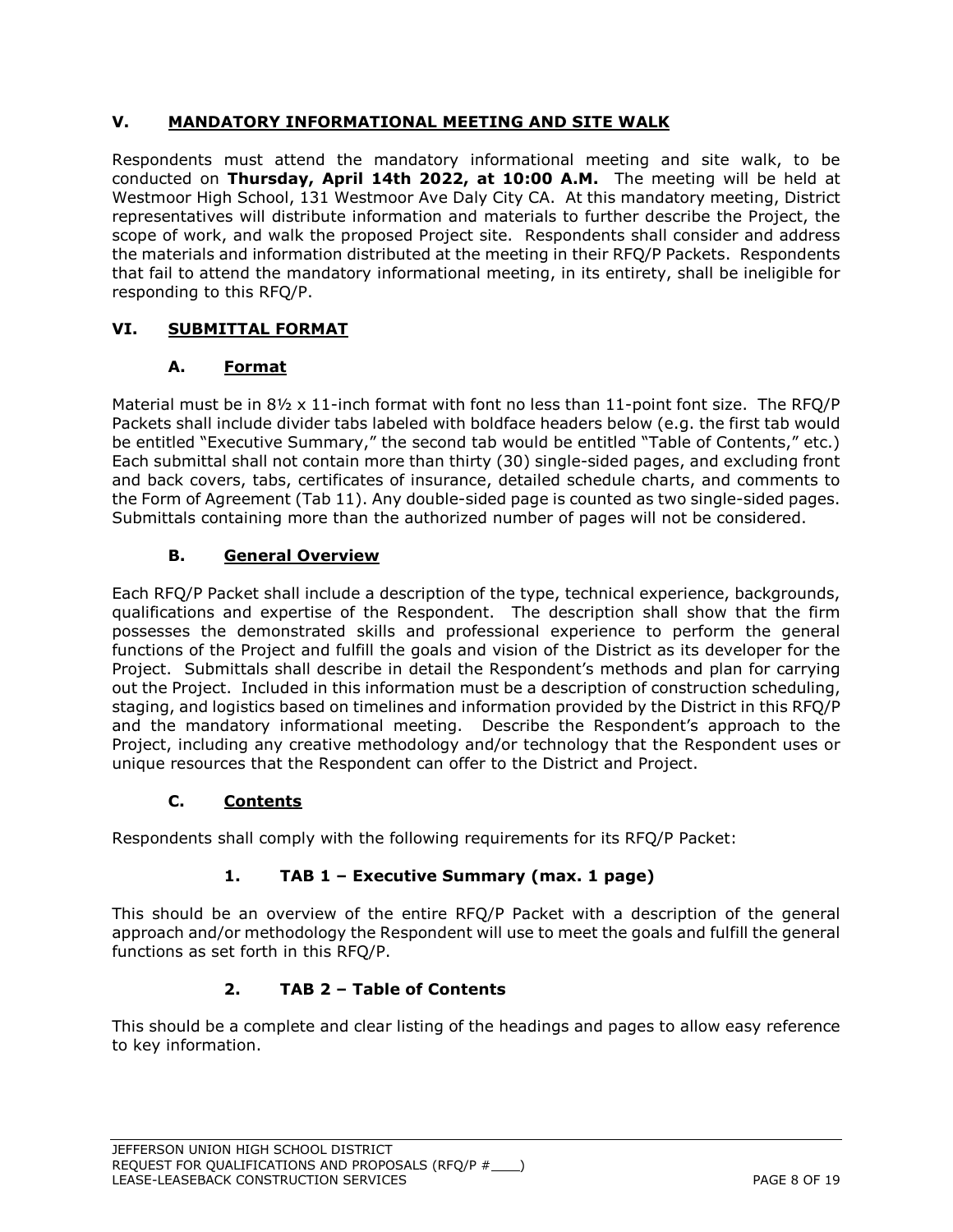## V. MANDATORY INFORMATIONAL MEETING AND SITE WALK

Respondents must attend the mandatory informational meeting and site walk, to be conducted on **Thursday, April 14th 2022, at 10:00 A.M.** The meeting will be held at Westmoor High School, 131 Westmoor Ave Daly City CA. At this mandatory meeting, District representatives will distribute information and materials to further describe the Project, the scope of work, and walk the proposed Project site. Respondents shall consider and address the materials and information distributed at the meeting in their RFQ/P Packets. Respondents that fail to attend the mandatory informational meeting, in its entirety, shall be ineligible for responding to this RFQ/P.

## VI. SUBMITTAL FORMAT

### A. Format

Material must be in 8½ x 11-inch format with font no less than 11-point font size. The RFQ/P Packets shall include divider tabs labeled with boldface headers below (e.g. the first tab would be entitled "Executive Summary," the second tab would be entitled "Table of Contents," etc.) Each submittal shall not contain more than thirty (30) single-sided pages, and excluding front and back covers, tabs, certificates of insurance, detailed schedule charts, and comments to the Form of Agreement (Tab 11). Any double-sided page is counted as two single-sided pages. Submittals containing more than the authorized number of pages will not be considered.

### B. General Overview

Each RFQ/P Packet shall include a description of the type, technical experience, backgrounds, qualifications and expertise of the Respondent. The description shall show that the firm possesses the demonstrated skills and professional experience to perform the general functions of the Project and fulfill the goals and vision of the District as its developer for the Project. Submittals shall describe in detail the Respondent's methods and plan for carrying out the Project. Included in this information must be a description of construction scheduling, staging, and logistics based on timelines and information provided by the District in this RFQ/P and the mandatory informational meeting. Describe the Respondent's approach to the Project, including any creative methodology and/or technology that the Respondent uses or unique resources that the Respondent can offer to the District and Project.

### C. Contents

Respondents shall comply with the following requirements for its RFQ/P Packet:

#### 1. TAB 1 – Executive Summary (max. 1 page)

This should be an overview of the entire RFQ/P Packet with a description of the general approach and/or methodology the Respondent will use to meet the goals and fulfill the general functions as set forth in this RFQ/P.

#### 2. TAB 2 – Table of Contents

This should be a complete and clear listing of the headings and pages to allow easy reference to key information.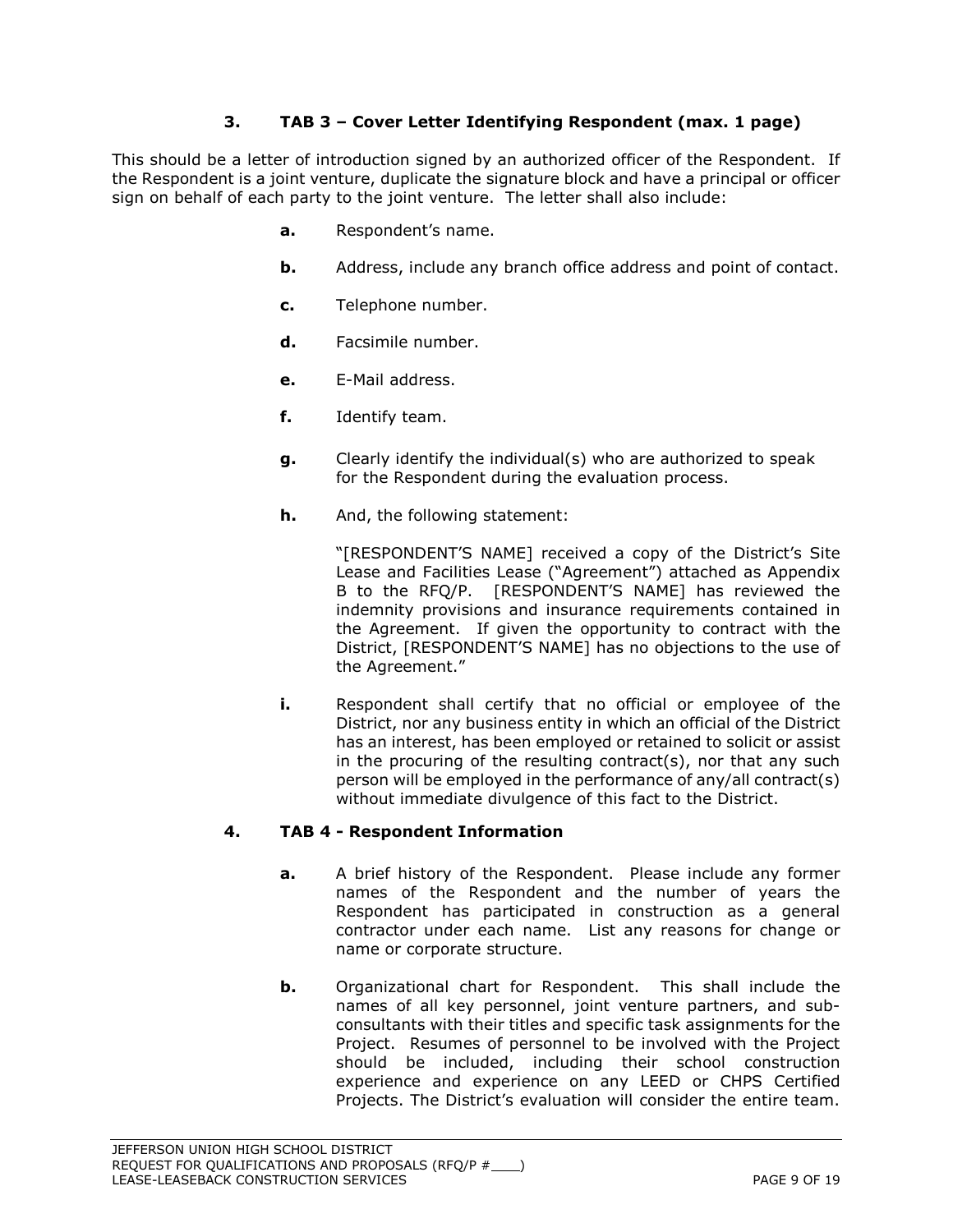### 3. TAB 3 – Cover Letter Identifying Respondent (max. 1 page)

This should be a letter of introduction signed by an authorized officer of the Respondent. If the Respondent is a joint venture, duplicate the signature block and have a principal or officer sign on behalf of each party to the joint venture. The letter shall also include:

- **a.** Respondent's name.
- **b.** Address, include any branch office address and point of contact.
- **c.** Telephone number.
- **d.** Facsimile number.
- **e.** E-Mail address.
- **f.** Identify team.
- **g.** Clearly identify the individual(s) who are authorized to speak for the Respondent during the evaluation process.
- **h.** And, the following statement:

  "[RESPONDENT'S NAME] received a copy of the District's Site Lease and Facilities Lease ("Agreement") attached as Appendix B to the RFQ/P. [RESPONDENT'S NAME] has reviewed the indemnity provisions and insurance requirements contained in the Agreement. If given the opportunity to contract with the District, [RESPONDENT'S NAME] has no objections to the use of the Agreement."

- **i.** Respondent shall certify that no official or employee of the District, nor any business entity in which an official of the District has an interest, has been employed or retained to solicit or assist in the procuring of the resulting contract(s), nor that any such person will be employed in the performance of any/all contract(s) without immediate divulgence of this fact to the District.

### 4. TAB 4 - Respondent Information

- **a.** A brief history of the Respondent. Please include any former names of the Respondent and the number of years the Respondent has participated in construction as a general contractor under each name. List any reasons for change or name or corporate structure.
- **b.** Organizational chart for Respondent. This shall include the names of all key personnel, joint venture partners, and sub-consultants with their titles and specific task assignments for the Project. Resumes of personnel to be involved with the Project should be included, including their school construction experience and experience on any LEED or CHPS Certified Projects. The District's evaluation will consider the entire team.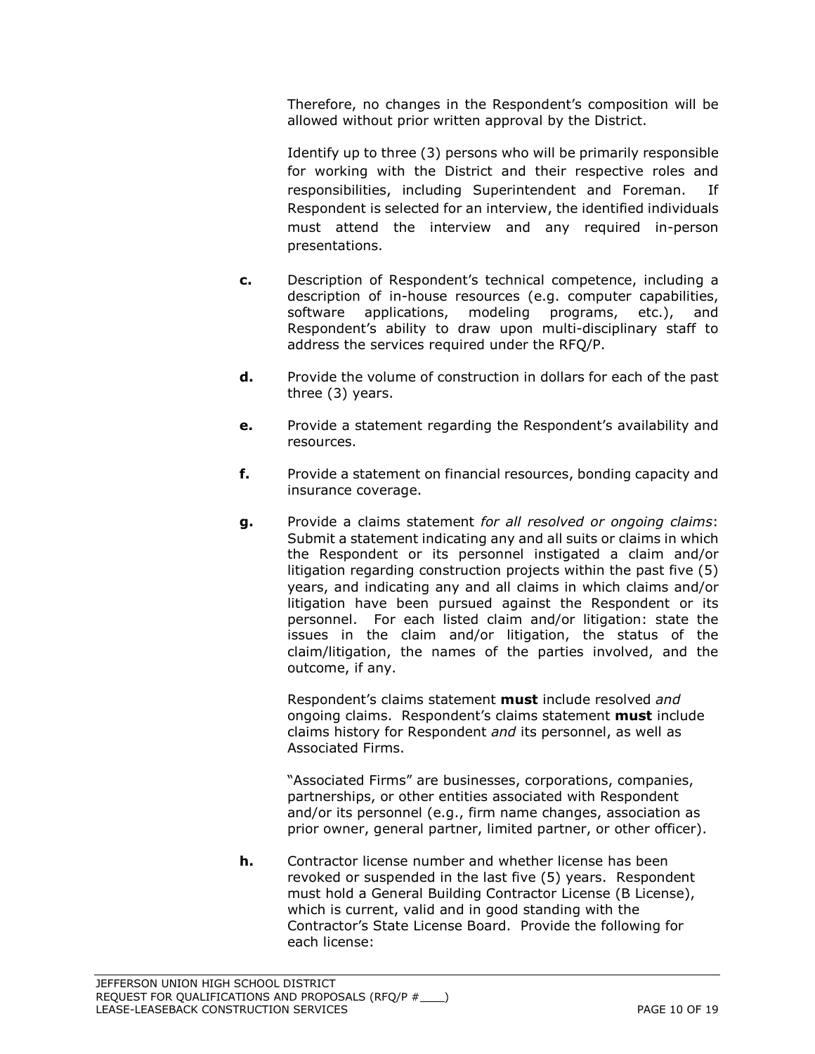Therefore, no changes in the Respondent's composition will be allowed without prior written approval by the District.

Identify up to three (3) persons who will be primarily responsible for working with the District and their respective roles and responsibilities, including Superintendent and Foreman. If Respondent is selected for an interview, the identified individuals must attend the interview and any required in-person presentations.

**c.** Description of Respondent's technical competence, including a description of in-house resources (e.g. computer capabilities, software applications, modeling programs, etc.), and Respondent's ability to draw upon multi-disciplinary staff to address the services required under the RFQ/P.

**d.** Provide the volume of construction in dollars for each of the past three (3) years.

**e.** Provide a statement regarding the Respondent's availability and resources.

**f.** Provide a statement on financial resources, bonding capacity and insurance coverage.

**g.** Provide a claims statement *for all resolved or ongoing claims*: Submit a statement indicating any and all suits or claims in which the Respondent or its personnel instigated a claim and/or litigation regarding construction projects within the past five (5) years, and indicating any and all claims in which claims and/or litigation have been pursued against the Respondent or its personnel. For each listed claim and/or litigation: state the issues in the claim and/or litigation, the status of the claim/litigation, the names of the parties involved, and the outcome, if any.

Respondent's claims statement **must** include resolved *and* ongoing claims. Respondent's claims statement **must** include claims history for Respondent *and* its personnel, as well as Associated Firms.

"Associated Firms" are businesses, corporations, companies, partnerships, or other entities associated with Respondent and/or its personnel (e.g., firm name changes, association as prior owner, general partner, limited partner, or other officer).

**h.** Contractor license number and whether license has been revoked or suspended in the last five (5) years. Respondent must hold a General Building Contractor License (B License), which is current, valid and in good standing with the Contractor's State License Board. Provide the following for each license: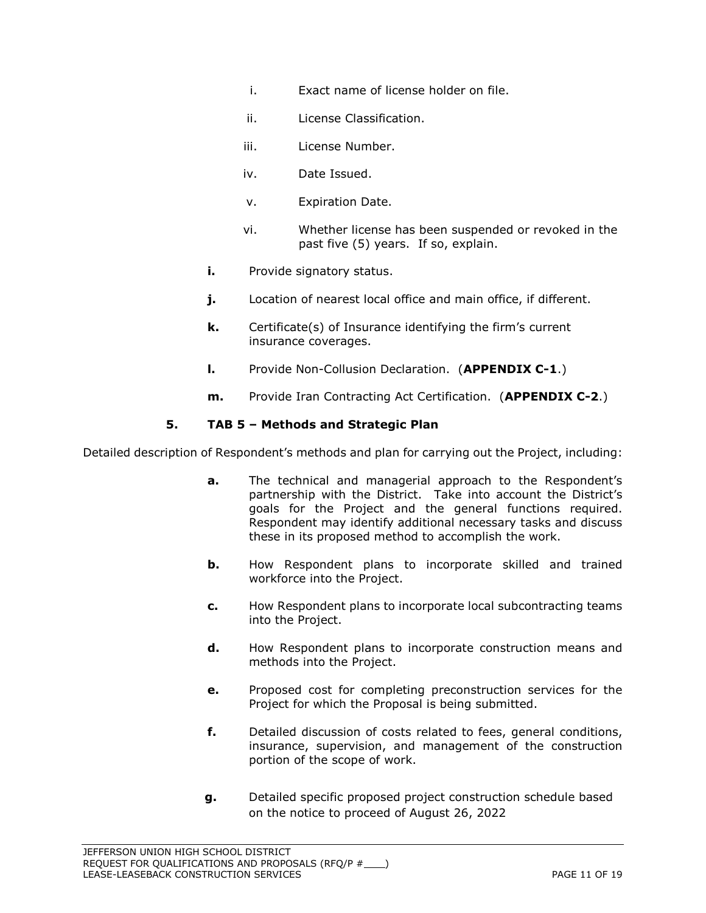i. Exact name of license holder on file.

ii. License Classification.

iii. License Number.

iv. Date Issued.

v. Expiration Date.

vi. Whether license has been suspended or revoked in the past five (5) years. If so, explain.

**i.** Provide signatory status.

**j.** Location of nearest local office and main office, if different.

**k.** Certificate(s) of Insurance identifying the firm's current insurance coverages.

**l.** Provide Non-Collusion Declaration. (**APPENDIX C-1**.)

**m.** Provide Iran Contracting Act Certification. (**APPENDIX C-2**.)

### 5. TAB 5 – Methods and Strategic Plan

Detailed description of Respondent's methods and plan for carrying out the Project, including:

**a.** The technical and managerial approach to the Respondent's partnership with the District. Take into account the District's goals for the Project and the general functions required. Respondent may identify additional necessary tasks and discuss these in its proposed method to accomplish the work.

**b.** How Respondent plans to incorporate skilled and trained workforce into the Project.

**c.** How Respondent plans to incorporate local subcontracting teams into the Project.

**d.** How Respondent plans to incorporate construction means and methods into the Project.

**e.** Proposed cost for completing preconstruction services for the Project for which the Proposal is being submitted.

**f.** Detailed discussion of costs related to fees, general conditions, insurance, supervision, and management of the construction portion of the scope of work.

**g.** Detailed specific proposed project construction schedule based on the notice to proceed of August 26, 2022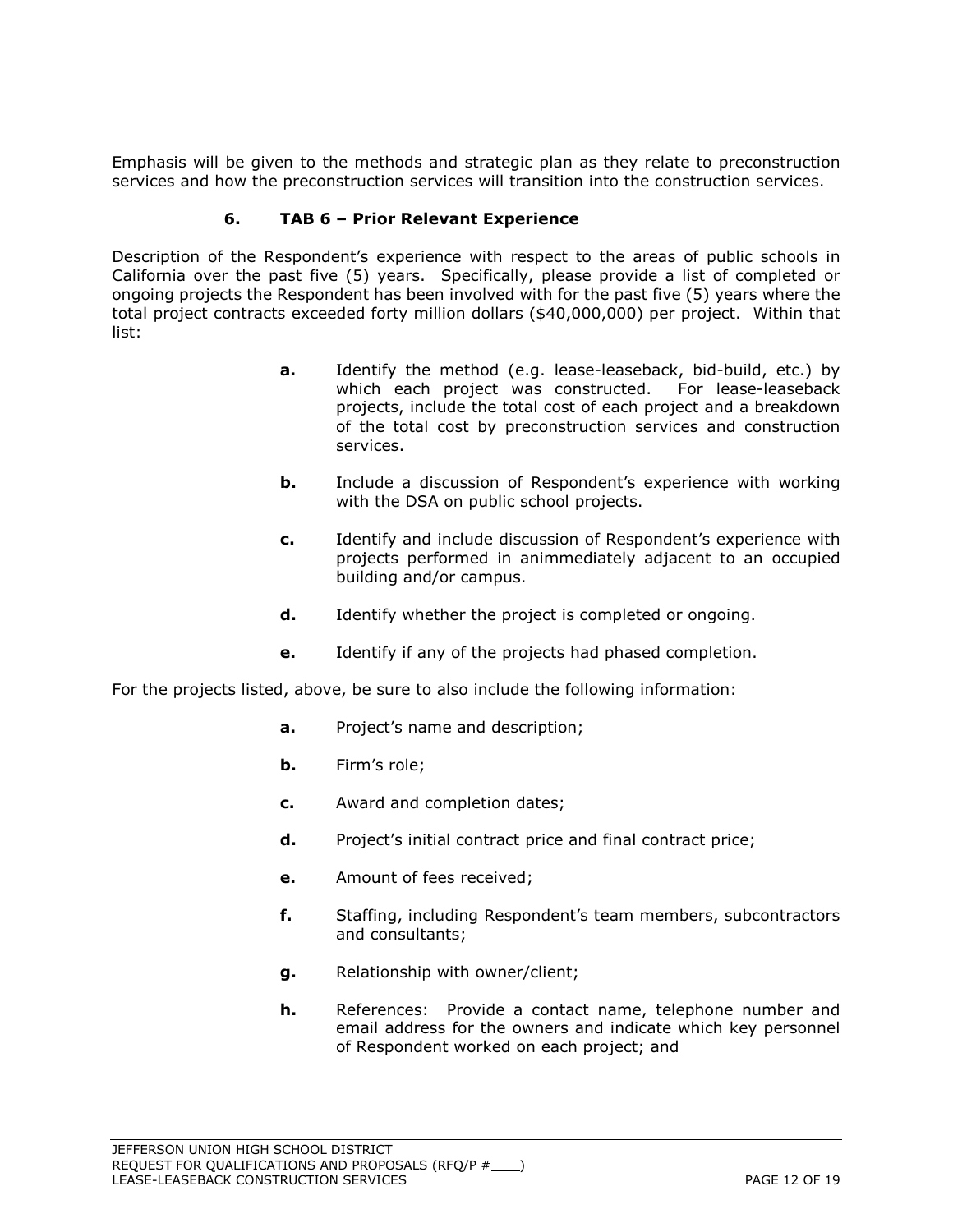Emphasis will be given to the methods and strategic plan as they relate to preconstruction services and how the preconstruction services will transition into the construction services.

### 6. TAB 6 – Prior Relevant Experience

Description of the Respondent's experience with respect to the areas of public schools in California over the past five (5) years. Specifically, please provide a list of completed or ongoing projects the Respondent has been involved with for the past five (5) years where the total project contracts exceeded forty million dollars ($40,000,000) per project. Within that list:

- **a.** Identify the method (e.g. lease-leaseback, bid-build, etc.) by which each project was constructed. For lease-leaseback projects, include the total cost of each project and a breakdown of the total cost by preconstruction services and construction services.
- **b.** Include a discussion of Respondent's experience with working with the DSA on public school projects.
- **c.** Identify and include discussion of Respondent's experience with projects performed in animmediately adjacent to an occupied building and/or campus.
- **d.** Identify whether the project is completed or ongoing.
- **e.** Identify if any of the projects had phased completion.

For the projects listed, above, be sure to also include the following information:

- **a.** Project's name and description;
- **b.** Firm's role;
- **c.** Award and completion dates;
- **d.** Project's initial contract price and final contract price;
- **e.** Amount of fees received;
- **f.** Staffing, including Respondent's team members, subcontractors and consultants;
- **g.** Relationship with owner/client;
- **h.** References: Provide a contact name, telephone number and email address for the owners and indicate which key personnel of Respondent worked on each project; and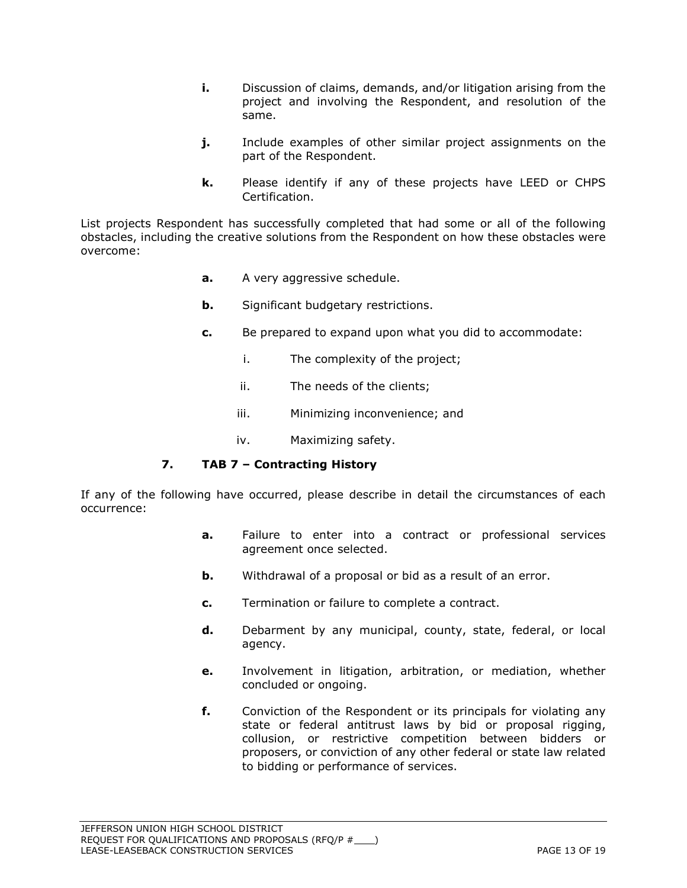- **i.** Discussion of claims, demands, and/or litigation arising from the project and involving the Respondent, and resolution of the same.
- **j.** Include examples of other similar project assignments on the part of the Respondent.
- **k.** Please identify if any of these projects have LEED or CHPS Certification.

List projects Respondent has successfully completed that had some or all of the following obstacles, including the creative solutions from the Respondent on how these obstacles were overcome:

- **a.** A very aggressive schedule.
- **b.** Significant budgetary restrictions.
- **c.** Be prepared to expand upon what you did to accommodate:
  - i. The complexity of the project;
  - ii. The needs of the clients;
  - iii. Minimizing inconvenience; and
  - iv. Maximizing safety.

### 7. TAB 7 – Contracting History

If any of the following have occurred, please describe in detail the circumstances of each occurrence:

- **a.** Failure to enter into a contract or professional services agreement once selected.
- **b.** Withdrawal of a proposal or bid as a result of an error.
- **c.** Termination or failure to complete a contract.
- **d.** Debarment by any municipal, county, state, federal, or local agency.
- **e.** Involvement in litigation, arbitration, or mediation, whether concluded or ongoing.
- **f.** Conviction of the Respondent or its principals for violating any state or federal antitrust laws by bid or proposal rigging, collusion, or restrictive competition between bidders or proposers, or conviction of any other federal or state law related to bidding or performance of services.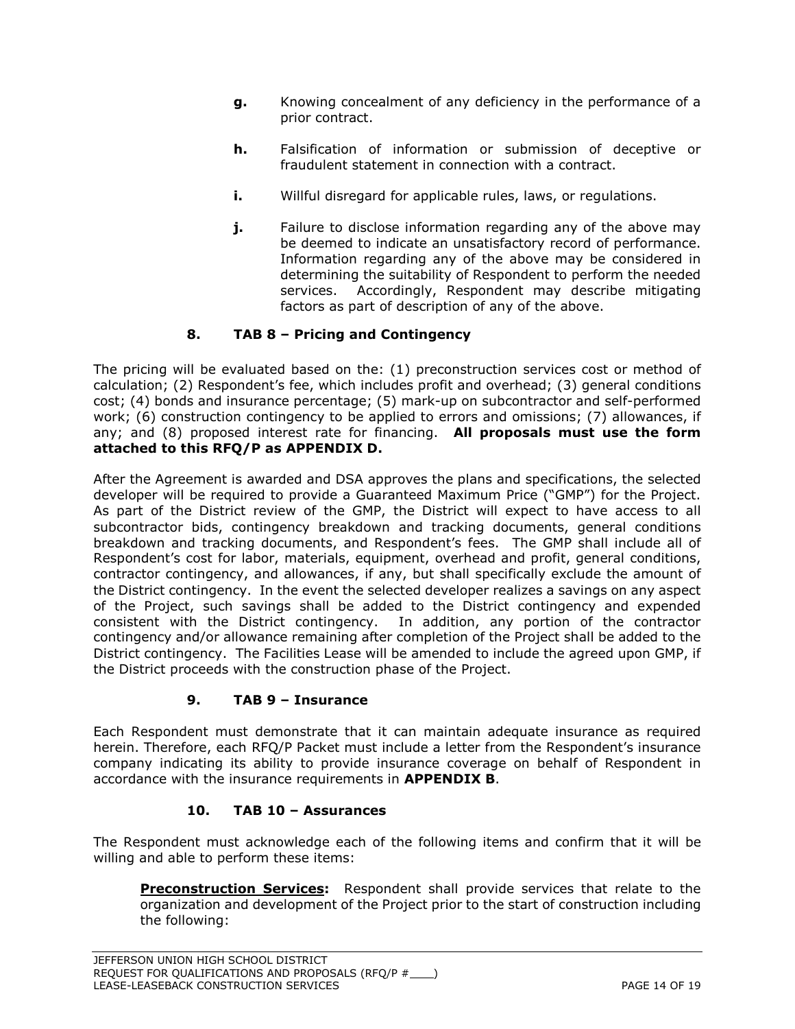**g.** Knowing concealment of any deficiency in the performance of a prior contract.

**h.** Falsification of information or submission of deceptive or fraudulent statement in connection with a contract.

**i.** Willful disregard for applicable rules, laws, or regulations.

**j.** Failure to disclose information regarding any of the above may be deemed to indicate an unsatisfactory record of performance. Information regarding any of the above may be considered in determining the suitability of Respondent to perform the needed services. Accordingly, Respondent may describe mitigating factors as part of description of any of the above.

### 8. TAB 8 – Pricing and Contingency

The pricing will be evaluated based on the: (1) preconstruction services cost or method of calculation; (2) Respondent's fee, which includes profit and overhead; (3) general conditions cost; (4) bonds and insurance percentage; (5) mark-up on subcontractor and self-performed work; (6) construction contingency to be applied to errors and omissions; (7) allowances, if any; and (8) proposed interest rate for financing. **All proposals must use the form attached to this RFQ/P as APPENDIX D.**

After the Agreement is awarded and DSA approves the plans and specifications, the selected developer will be required to provide a Guaranteed Maximum Price ("GMP") for the Project. As part of the District review of the GMP, the District will expect to have access to all subcontractor bids, contingency breakdown and tracking documents, general conditions breakdown and tracking documents, and Respondent's fees. The GMP shall include all of Respondent's cost for labor, materials, equipment, overhead and profit, general conditions, contractor contingency, and allowances, if any, but shall specifically exclude the amount of the District contingency. In the event the selected developer realizes a savings on any aspect of the Project, such savings shall be added to the District contingency and expended consistent with the District contingency. In addition, any portion of the contractor contingency and/or allowance remaining after completion of the Project shall be added to the District contingency. The Facilities Lease will be amended to include the agreed upon GMP, if the District proceeds with the construction phase of the Project.

### 9. TAB 9 – Insurance

Each Respondent must demonstrate that it can maintain adequate insurance as required herein. Therefore, each RFQ/P Packet must include a letter from the Respondent's insurance company indicating its ability to provide insurance coverage on behalf of Respondent in accordance with the insurance requirements in **APPENDIX B**.

### 10. TAB 10 – Assurances

The Respondent must acknowledge each of the following items and confirm that it will be willing and able to perform these items:

**Preconstruction Services:** Respondent shall provide services that relate to the organization and development of the Project prior to the start of construction including the following: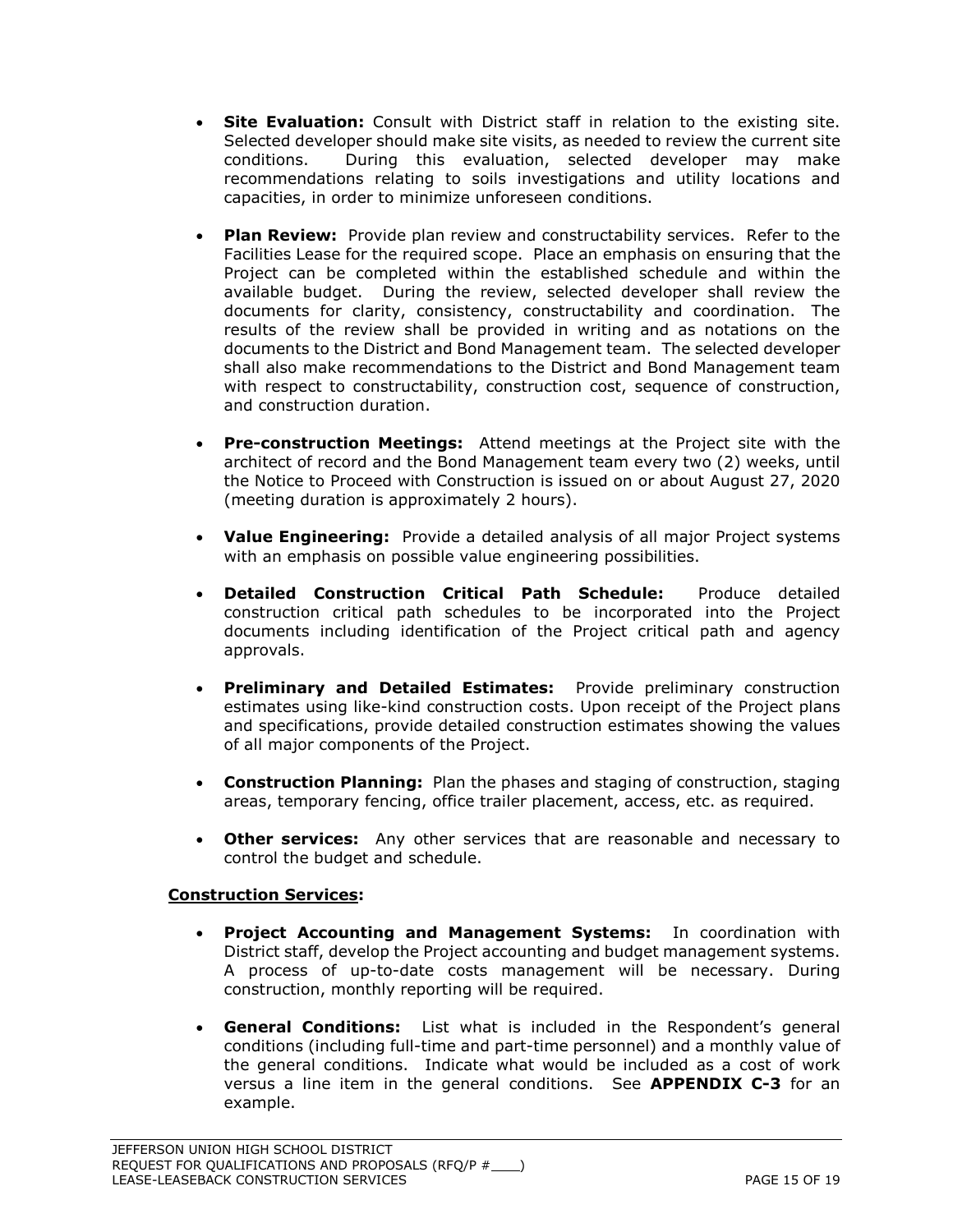- **Site Evaluation:** Consult with District staff in relation to the existing site. Selected developer should make site visits, as needed to review the current site conditions. During this evaluation, selected developer may make recommendations relating to soils investigations and utility locations and capacities, in order to minimize unforeseen conditions.

- **Plan Review:** Provide plan review and constructability services. Refer to the Facilities Lease for the required scope. Place an emphasis on ensuring that the Project can be completed within the established schedule and within the available budget. During the review, selected developer shall review the documents for clarity, consistency, constructability and coordination. The results of the review shall be provided in writing and as notations on the documents to the District and Bond Management team. The selected developer shall also make recommendations to the District and Bond Management team with respect to constructability, construction cost, sequence of construction, and construction duration.

- **Pre-construction Meetings:** Attend meetings at the Project site with the architect of record and the Bond Management team every two (2) weeks, until the Notice to Proceed with Construction is issued on or about August 27, 2020 (meeting duration is approximately 2 hours).

- **Value Engineering:** Provide a detailed analysis of all major Project systems with an emphasis on possible value engineering possibilities.

- **Detailed Construction Critical Path Schedule:** Produce detailed construction critical path schedules to be incorporated into the Project documents including identification of the Project critical path and agency approvals.

- **Preliminary and Detailed Estimates:** Provide preliminary construction estimates using like-kind construction costs. Upon receipt of the Project plans and specifications, provide detailed construction estimates showing the values of all major components of the Project.

- **Construction Planning:** Plan the phases and staging of construction, staging areas, temporary fencing, office trailer placement, access, etc. as required.

- **Other services:** Any other services that are reasonable and necessary to control the budget and schedule.

**Construction Services:**

- **Project Accounting and Management Systems:** In coordination with District staff, develop the Project accounting and budget management systems. A process of up-to-date costs management will be necessary. During construction, monthly reporting will be required.

- **General Conditions:** List what is included in the Respondent's general conditions (including full-time and part-time personnel) and a monthly value of the general conditions. Indicate what would be included as a cost of work versus a line item in the general conditions. See **APPENDIX C-3** for an example.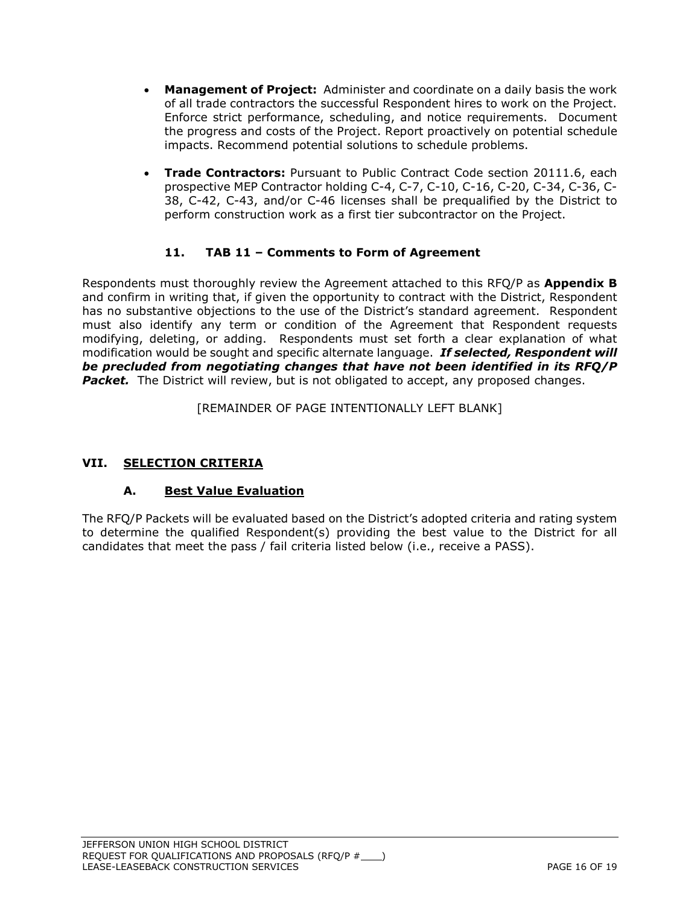- **Management of Project:** Administer and coordinate on a daily basis the work of all trade contractors the successful Respondent hires to work on the Project. Enforce strict performance, scheduling, and notice requirements. Document the progress and costs of the Project. Report proactively on potential schedule impacts. Recommend potential solutions to schedule problems.

- **Trade Contractors:** Pursuant to Public Contract Code section 20111.6, each prospective MEP Contractor holding C-4, C-7, C-10, C-16, C-20, C-34, C-36, C-38, C-42, C-43, and/or C-46 licenses shall be prequalified by the District to perform construction work as a first tier subcontractor on the Project.

### 11. TAB 11 – Comments to Form of Agreement

Respondents must thoroughly review the Agreement attached to this RFQ/P as **Appendix B** and confirm in writing that, if given the opportunity to contract with the District, Respondent has no substantive objections to the use of the District's standard agreement. Respondent must also identify any term or condition of the Agreement that Respondent requests modifying, deleting, or adding. Respondents must set forth a clear explanation of what modification would be sought and specific alternate language. ***If selected, Respondent will be precluded from negotiating changes that have not been identified in its RFQ/P Packet.*** The District will review, but is not obligated to accept, any proposed changes.

[REMAINDER OF PAGE INTENTIONALLY LEFT BLANK]

## VII. SELECTION CRITERIA

### A. Best Value Evaluation

The RFQ/P Packets will be evaluated based on the District's adopted criteria and rating system to determine the qualified Respondent(s) providing the best value to the District for all candidates that meet the pass / fail criteria listed below (i.e., receive a PASS).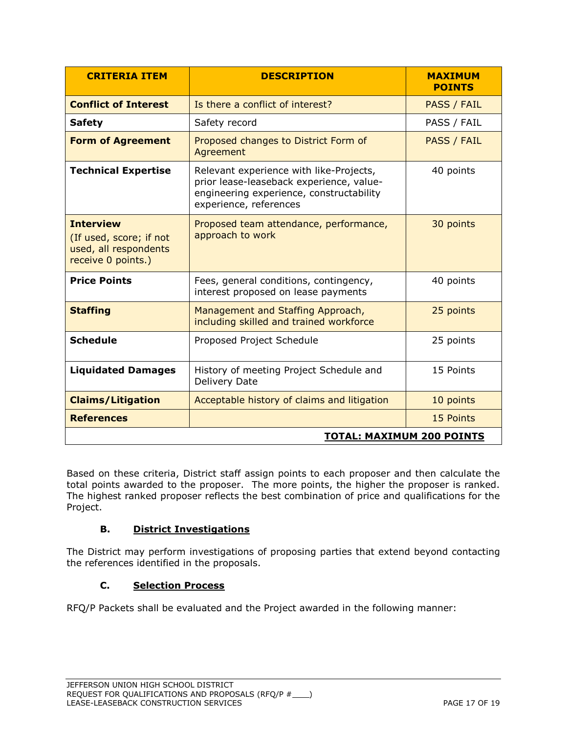| CRITERIA ITEM | DESCRIPTION | MAXIMUM POINTS |
|---|---|---|
| **Conflict of Interest** | Is there a conflict of interest? | PASS / FAIL |
| **Safety** | Safety record | PASS / FAIL |
| **Form of Agreement** | Proposed changes to District Form of Agreement | PASS / FAIL |
| **Technical Expertise** | Relevant experience with like-Projects, prior lease-leaseback experience, value-engineering experience, constructability experience, references | 40 points |
| **Interview** (If used, score; if not used, all respondents receive 0 points.) | Proposed team attendance, performance, approach to work | 30 points |
| **Price Points** | Fees, general conditions, contingency, interest proposed on lease payments | 40 points |
| **Staffing** | Management and Staffing Approach, including skilled and trained workforce | 25 points |
| **Schedule** | Proposed Project Schedule | 25 points |
| **Liquidated Damages** | History of meeting Project Schedule and Delivery Date | 15 Points |
| **Claims/Litigation** | Acceptable history of claims and litigation | 10 points |
| **References** | | 15 Points |
| | | **TOTAL: MAXIMUM 200 POINTS** |

Based on these criteria, District staff assign points to each proposer and then calculate the total points awarded to the proposer. The more points, the higher the proposer is ranked. The highest ranked proposer reflects the best combination of price and qualifications for the Project.

### B. District Investigations

The District may perform investigations of proposing parties that extend beyond contacting the references identified in the proposals.

### C. Selection Process

RFQ/P Packets shall be evaluated and the Project awarded in the following manner: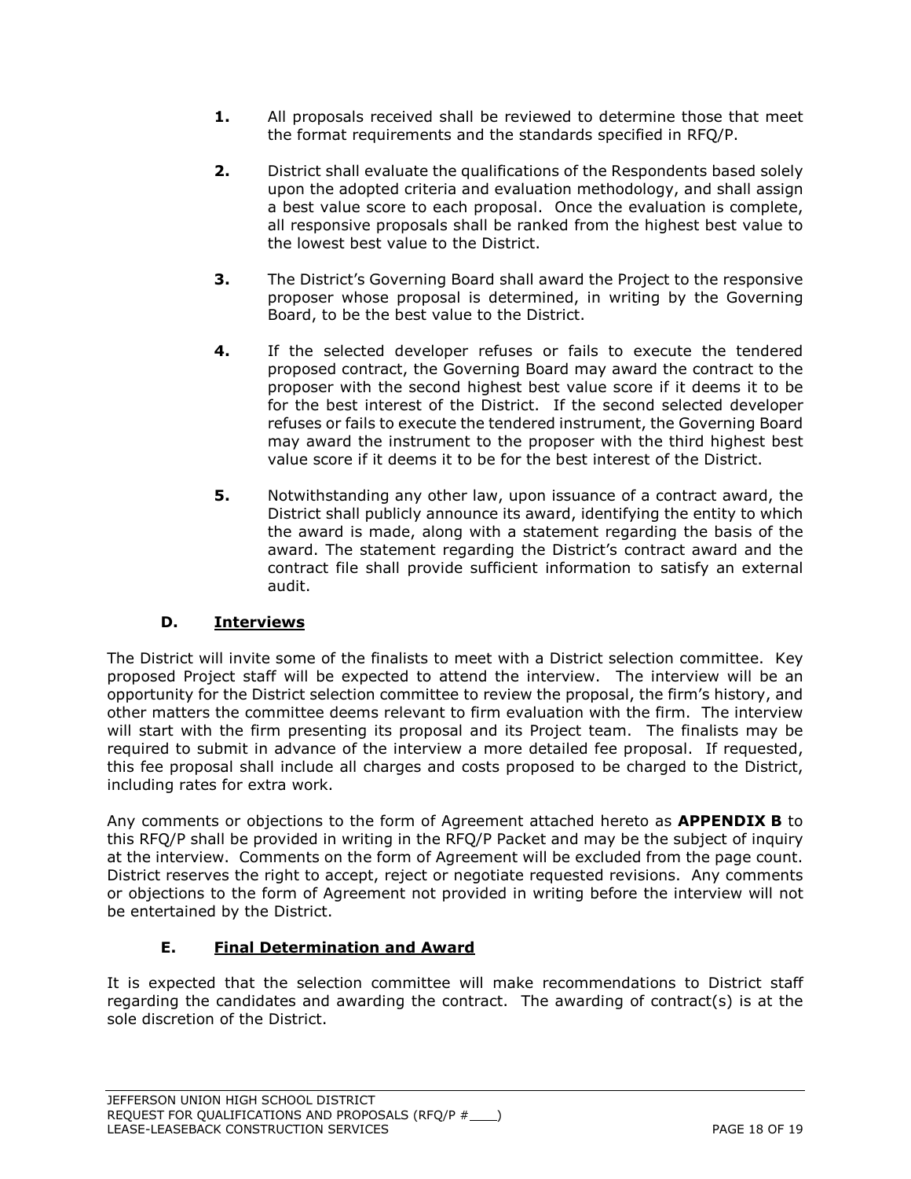1. All proposals received shall be reviewed to determine those that meet the format requirements and the standards specified in RFQ/P.

2. District shall evaluate the qualifications of the Respondents based solely upon the adopted criteria and evaluation methodology, and shall assign a best value score to each proposal. Once the evaluation is complete, all responsive proposals shall be ranked from the highest best value to the lowest best value to the District.

3. The District's Governing Board shall award the Project to the responsive proposer whose proposal is determined, in writing by the Governing Board, to be the best value to the District.

4. If the selected developer refuses or fails to execute the tendered proposed contract, the Governing Board may award the contract to the proposer with the second highest best value score if it deems it to be for the best interest of the District. If the second selected developer refuses or fails to execute the tendered instrument, the Governing Board may award the instrument to the proposer with the third highest best value score if it deems it to be for the best interest of the District.

5. Notwithstanding any other law, upon issuance of a contract award, the District shall publicly announce its award, identifying the entity to which the award is made, along with a statement regarding the basis of the award. The statement regarding the District's contract award and the contract file shall provide sufficient information to satisfy an external audit.

### D. Interviews

The District will invite some of the finalists to meet with a District selection committee. Key proposed Project staff will be expected to attend the interview. The interview will be an opportunity for the District selection committee to review the proposal, the firm's history, and other matters the committee deems relevant to firm evaluation with the firm. The interview will start with the firm presenting its proposal and its Project team. The finalists may be required to submit in advance of the interview a more detailed fee proposal. If requested, this fee proposal shall include all charges and costs proposed to be charged to the District, including rates for extra work.

Any comments or objections to the form of Agreement attached hereto as **APPENDIX B** to this RFQ/P shall be provided in writing in the RFQ/P Packet and may be the subject of inquiry at the interview. Comments on the form of Agreement will be excluded from the page count. District reserves the right to accept, reject or negotiate requested revisions. Any comments or objections to the form of Agreement not provided in writing before the interview will not be entertained by the District.

### E. Final Determination and Award

It is expected that the selection committee will make recommendations to District staff regarding the candidates and awarding the contract. The awarding of contract(s) is at the sole discretion of the District.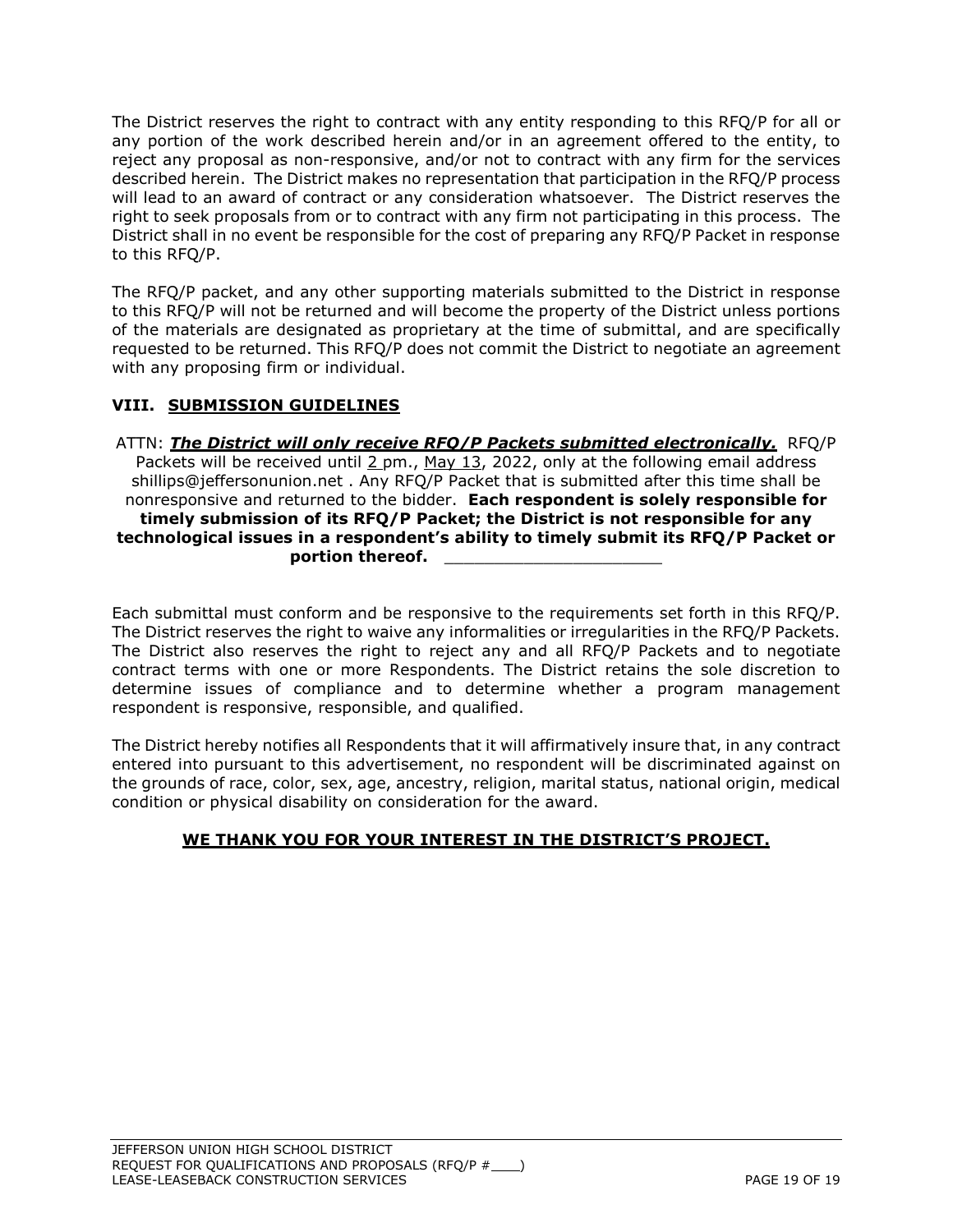The District reserves the right to contract with any entity responding to this RFQ/P for all or any portion of the work described herein and/or in an agreement offered to the entity, to reject any proposal as non-responsive, and/or not to contract with any firm for the services described herein. The District makes no representation that participation in the RFQ/P process will lead to an award of contract or any consideration whatsoever. The District reserves the right to seek proposals from or to contract with any firm not participating in this process. The District shall in no event be responsible for the cost of preparing any RFQ/P Packet in response to this RFQ/P.

The RFQ/P packet, and any other supporting materials submitted to the District in response to this RFQ/P will not be returned and will become the property of the District unless portions of the materials are designated as proprietary at the time of submittal, and are specifically requested to be returned. This RFQ/P does not commit the District to negotiate an agreement with any proposing firm or individual.

## VIII. SUBMISSION GUIDELINES

ATTN: ***The District will only receive RFQ/P Packets submitted electronically.*** RFQ/P Packets will be received until 2 pm., May 13, 2022, only at the following email address shillips@jeffersonunion.net . Any RFQ/P Packet that is submitted after this time shall be nonresponsive and returned to the bidder. **Each respondent is solely responsible for timely submission of its RFQ/P Packet; the District is not responsible for any technological issues in a respondent's ability to timely submit its RFQ/P Packet or portion thereof.** _____________________

Each submittal must conform and be responsive to the requirements set forth in this RFQ/P. The District reserves the right to waive any informalities or irregularities in the RFQ/P Packets. The District also reserves the right to reject any and all RFQ/P Packets and to negotiate contract terms with one or more Respondents. The District retains the sole discretion to determine issues of compliance and to determine whether a program management respondent is responsive, responsible, and qualified.

The District hereby notifies all Respondents that it will affirmatively insure that, in any contract entered into pursuant to this advertisement, no respondent will be discriminated against on the grounds of race, color, sex, age, ancestry, religion, marital status, national origin, medical condition or physical disability on consideration for the award.

**WE THANK YOU FOR YOUR INTEREST IN THE DISTRICT'S PROJECT.**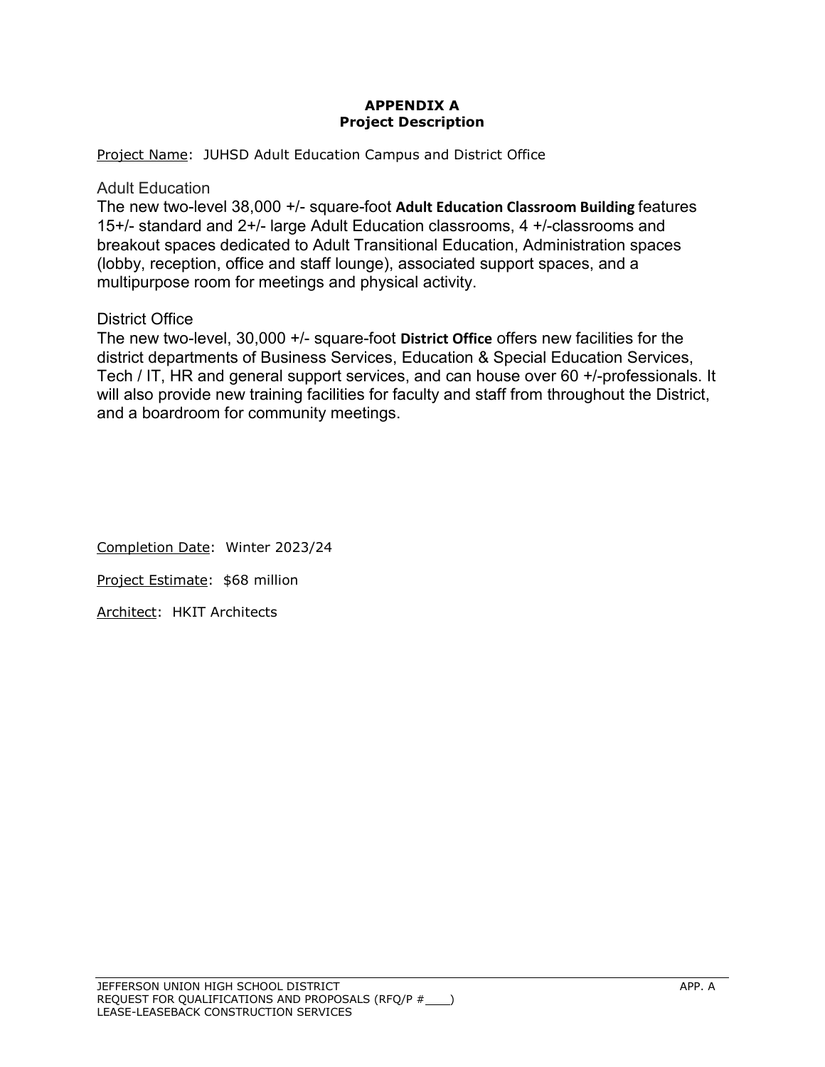# APPENDIX A
## Project Description

Project Name: JUHSD Adult Education Campus and District Office

### Adult Education

The new two-level 38,000 +/- square-foot **Adult Education Classroom Building** features 15+/- standard and 2+/- large Adult Education classrooms, 4 +/-classrooms and breakout spaces dedicated to Adult Transitional Education, Administration spaces (lobby, reception, office and staff lounge), associated support spaces, and a multipurpose room for meetings and physical activity.

### District Office

The new two-level, 30,000 +/- square-foot **District Office** offers new facilities for the district departments of Business Services, Education & Special Education Services, Tech / IT, HR and general support services, and can house over 60 +/-professionals. It will also provide new training facilities for faculty and staff from throughout the District, and a boardroom for community meetings.

Completion Date: Winter 2023/24

Project Estimate: $68 million

Architect: HKIT Architects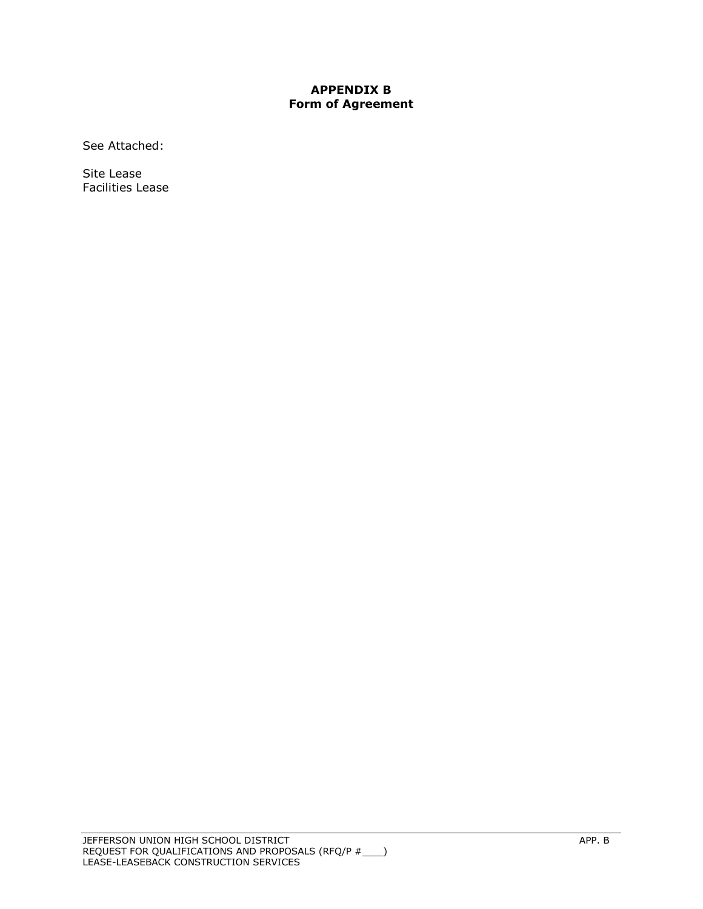# APPENDIX B
## Form of Agreement

See Attached:

Site Lease
Facilities Lease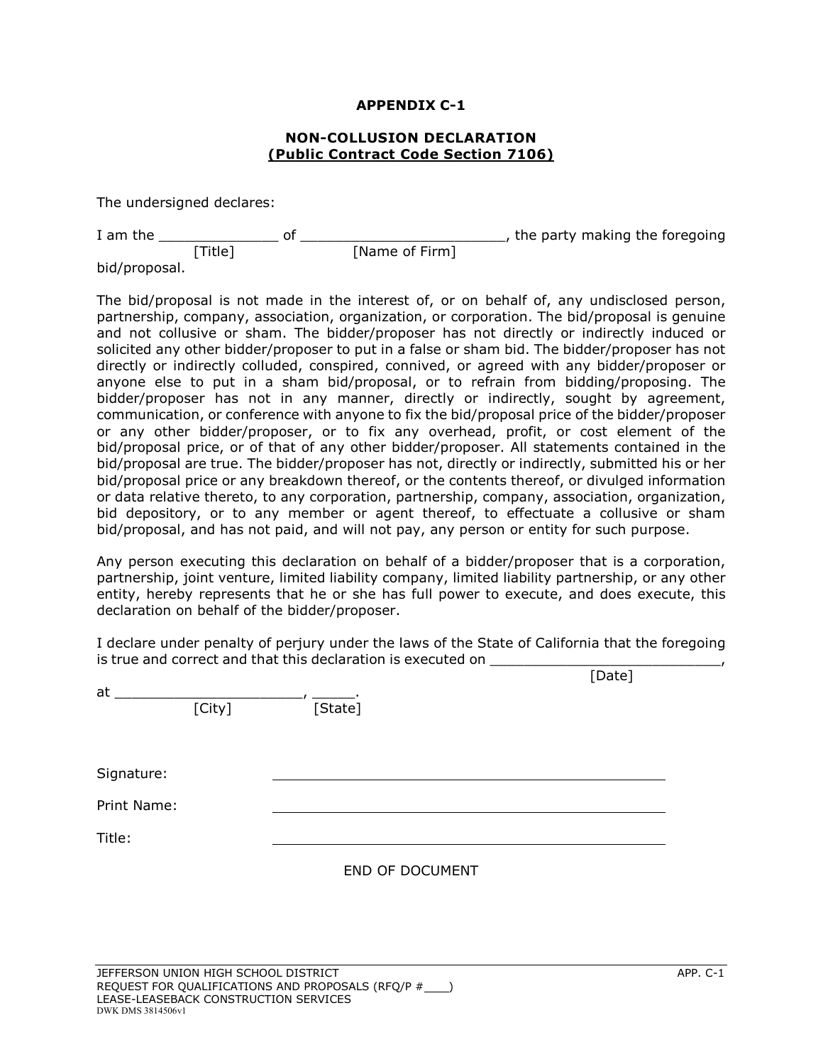## APPENDIX C-1

## NON-COLLUSION DECLARATION
**(Public Contract Code Section 7106)**

The undersigned declares:

I am the ______________ of ________________________, the party making the foregoing bid/proposal.
[Title] [Name of Firm]

The bid/proposal is not made in the interest of, or on behalf of, any undisclosed person, partnership, company, association, organization, or corporation. The bid/proposal is genuine and not collusive or sham. The bidder/proposer has not directly or indirectly induced or solicited any other bidder/proposer to put in a false or sham bid. The bidder/proposer has not directly or indirectly colluded, conspired, connived, or agreed with any bidder/proposer or anyone else to put in a sham bid/proposal, or to refrain from bidding/proposing. The bidder/proposer has not in any manner, directly or indirectly, sought by agreement, communication, or conference with anyone to fix the bid/proposal price of the bidder/proposer or any other bidder/proposer, or to fix any overhead, profit, or cost element of the bid/proposal price, or of that of any other bidder/proposer. All statements contained in the bid/proposal are true. The bidder/proposer has not, directly or indirectly, submitted his or her bid/proposal price or any breakdown thereof, or the contents thereof, or divulged information or data relative thereto, to any corporation, partnership, company, association, organization, bid depository, or to any member or agent thereof, to effectuate a collusive or sham bid/proposal, and has not paid, and will not pay, any person or entity for such purpose.

Any person executing this declaration on behalf of a bidder/proposer that is a corporation, partnership, joint venture, limited liability company, limited liability partnership, or any other entity, hereby represents that he or she has full power to execute, and does execute, this declaration on behalf of the bidder/proposer.

I declare under penalty of perjury under the laws of the State of California that the foregoing is true and correct and that this declaration is executed on ___________________________,
[Date]

at ______________________, _____.
[City] [State]

Signature: ______________________________________________

Print Name: ______________________________________________

Title: ______________________________________________

END OF DOCUMENT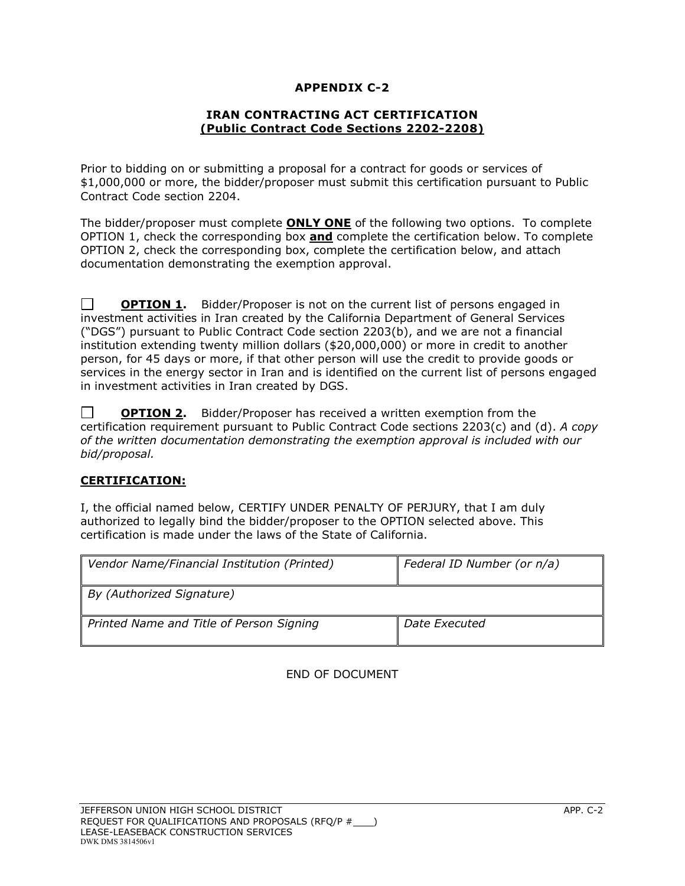# APPENDIX C-2

## IRAN CONTRACTING ACT CERTIFICATION
## (Public Contract Code Sections 2202-2208)

Prior to bidding on or submitting a proposal for a contract for goods or services of $1,000,000 or more, the bidder/proposer must submit this certification pursuant to Public Contract Code section 2204.

The bidder/proposer must complete **ONLY ONE** of the following two options. To complete OPTION 1, check the corresponding box **and** complete the certification below. To complete OPTION 2, check the corresponding box, complete the certification below, and attach documentation demonstrating the exemption approval.

☐ **OPTION 1.** Bidder/Proposer is not on the current list of persons engaged in investment activities in Iran created by the California Department of General Services ("DGS") pursuant to Public Contract Code section 2203(b), and we are not a financial institution extending twenty million dollars ($20,000,000) or more in credit to another person, for 45 days or more, if that other person will use the credit to provide goods or services in the energy sector in Iran and is identified on the current list of persons engaged in investment activities in Iran created by DGS.

☐ **OPTION 2.** Bidder/Proposer has received a written exemption from the certification requirement pursuant to Public Contract Code sections 2203(c) and (d). *A copy of the written documentation demonstrating the exemption approval is included with our bid/proposal.*

**CERTIFICATION:**

I, the official named below, CERTIFY UNDER PENALTY OF PERJURY, that I am duly authorized to legally bind the bidder/proposer to the OPTION selected above. This certification is made under the laws of the State of California.

| *Vendor Name/Financial Institution (Printed)* | *Federal ID Number (or n/a)* |
|---|---|
| *By (Authorized Signature)* | |
| *Printed Name and Title of Person Signing* | *Date Executed* |

END OF DOCUMENT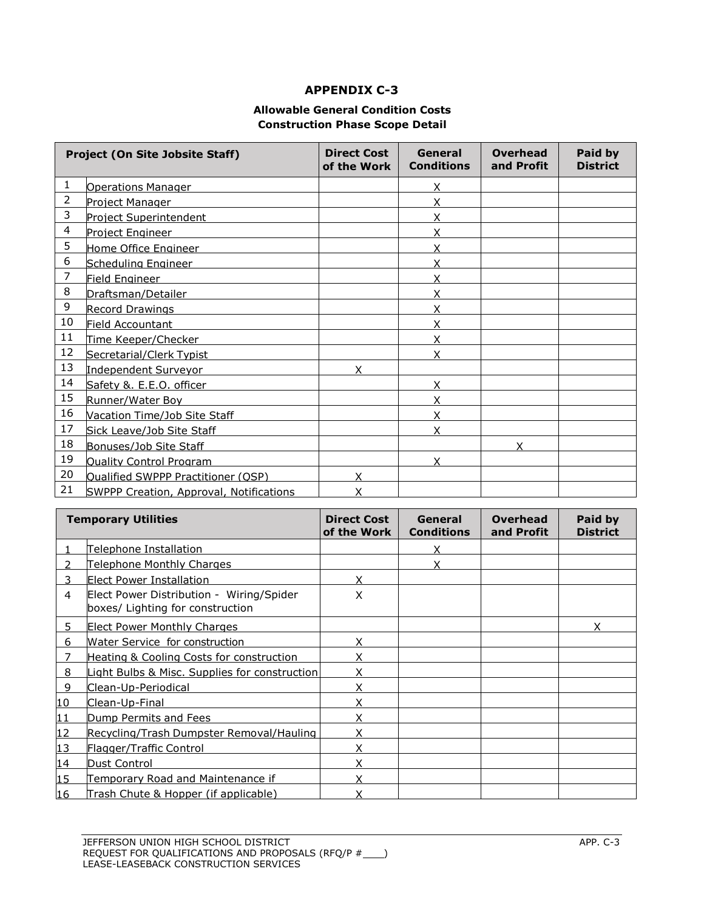## APPENDIX C-3

### Allowable General Condition Costs
### Construction Phase Scope Detail

| | Project (On Site Jobsite Staff) | Direct Cost of the Work | General Conditions | Overhead and Profit | Paid by District |
|---|---|---|---|---|---|
| 1 | Operations Manager | | X | | |
| 2 | Project Manager | | X | | |
| 3 | Project Superintendent | | X | | |
| 4 | Project Engineer | | X | | |
| 5 | Home Office Engineer | | X | | |
| 6 | Scheduling Engineer | | X | | |
| 7 | Field Engineer | | X | | |
| 8 | Draftsman/Detailer | | X | | |
| 9 | Record Drawings | | X | | |
| 10 | Field Accountant | | X | | |
| 11 | Time Keeper/Checker | | X | | |
| 12 | Secretarial/Clerk Typist | | X | | |
| 13 | Independent Surveyor | X | | | |
| 14 | Safety &. E.E.O. officer | | X | | |
| 15 | Runner/Water Boy | | X | | |
| 16 | Vacation Time/Job Site Staff | | X | | |
| 17 | Sick Leave/Job Site Staff | | X | | |
| 18 | Bonuses/Job Site Staff | | | X | |
| 19 | Quality Control Program | | X | | |
| 20 | Qualified SWPPP Practitioner (QSP) | X | | | |
| 21 | SWPPP Creation, Approval, Notifications | X | | | |

| | Temporary Utilities | Direct Cost of the Work | General Conditions | Overhead and Profit | Paid by District |
|---|---|---|---|---|---|
| 1 | Telephone Installation | | X | | |
| 2 | Telephone Monthly Charges | | X | | |
| 3 | Elect Power Installation | X | | | |
| 4 | Elect Power Distribution - Wiring/Spider boxes/ Lighting for construction | X | | | |
| 5 | Elect Power Monthly Charges | | | | X |
| 6 | Water Service for construction | X | | | |
| 7 | Heating & Cooling Costs for construction | X | | | |
| 8 | Light Bulbs & Misc. Supplies for construction | X | | | |
| 9 | Clean-Up-Periodical | X | | | |
| 10 | Clean-Up-Final | X | | | |
| 11 | Dump Permits and Fees | X | | | |
| 12 | Recycling/Trash Dumpster Removal/Hauling | X | | | |
| 13 | Flagger/Traffic Control | X | | | |
| 14 | Dust Control | X | | | |
| 15 | Temporary Road and Maintenance if | X | | | |
| 16 | Trash Chute & Hopper (if applicable) | X | | | |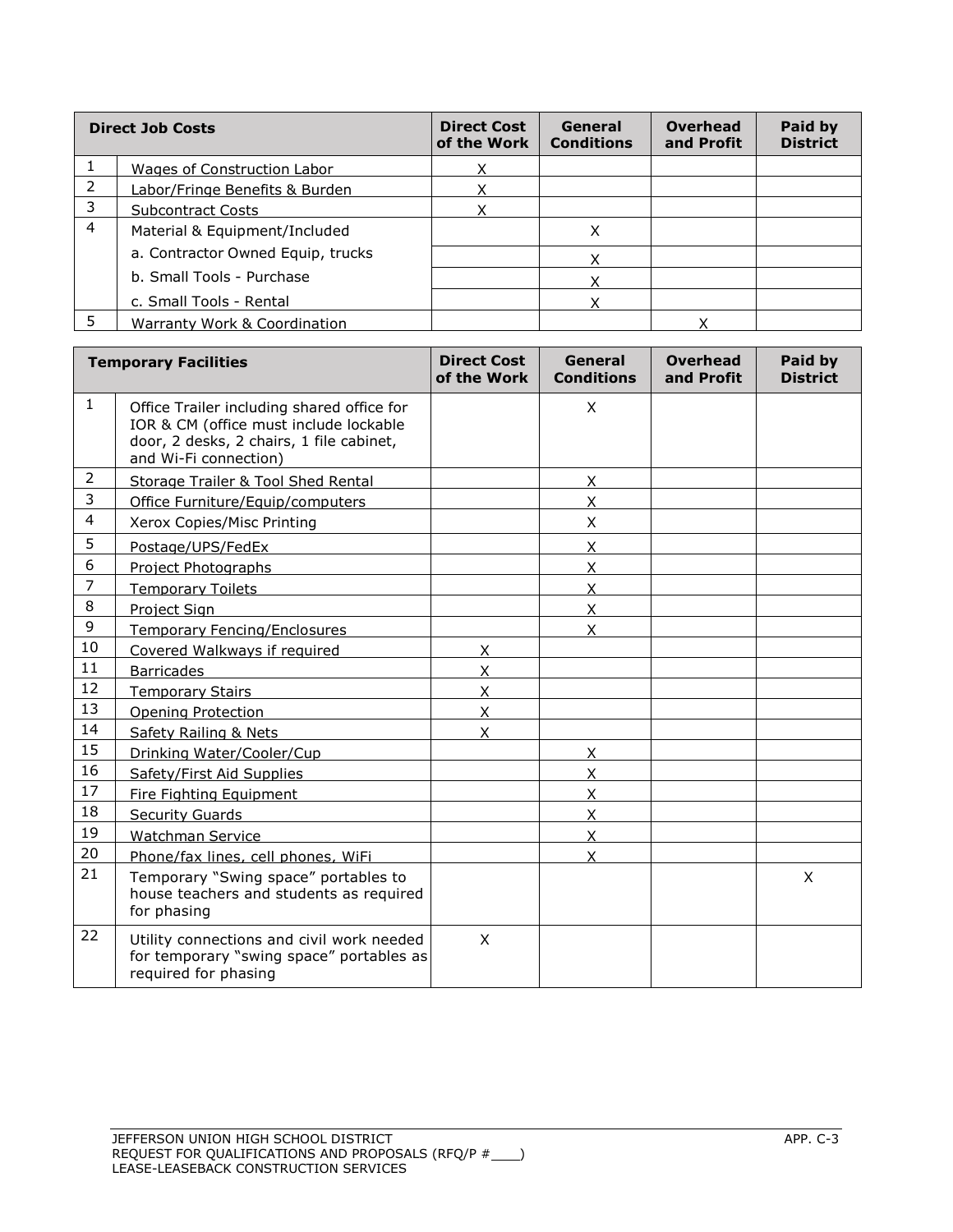| | Direct Job Costs | Direct Cost of the Work | General Conditions | Overhead and Profit | Paid by District |
|---|---|---|---|---|---|
| 1 | Wages of Construction Labor | X | | | |
| 2 | Labor/Fringe Benefits & Burden | X | | | |
| 3 | Subcontract Costs | X | | | |
| 4 | Material & Equipment/Included | | X | | |
| | a. Contractor Owned Equip, trucks | | X | | |
| | b. Small Tools - Purchase | | X | | |
| | c. Small Tools - Rental | | X | | |
| 5 | Warranty Work & Coordination | | | X | |

| | Temporary Facilities | Direct Cost of the Work | General Conditions | Overhead and Profit | Paid by District |
|---|---|---|---|---|---|
| 1 | Office Trailer including shared office for IOR & CM (office must include lockable door, 2 desks, 2 chairs, 1 file cabinet, and Wi-Fi connection) | | X | | |
| 2 | Storage Trailer & Tool Shed Rental | | X | | |
| 3 | Office Furniture/Equip/computers | | X | | |
| 4 | Xerox Copies/Misc Printing | | X | | |
| 5 | Postage/UPS/FedEx | | X | | |
| 6 | Project Photographs | | X | | |
| 7 | Temporary Toilets | | X | | |
| 8 | Project Sign | | X | | |
| 9 | Temporary Fencing/Enclosures | | X | | |
| 10 | Covered Walkways if required | X | | | |
| 11 | Barricades | X | | | |
| 12 | Temporary Stairs | X | | | |
| 13 | Opening Protection | X | | | |
| 14 | Safety Railing & Nets | X | | | |
| 15 | Drinking Water/Cooler/Cup | | X | | |
| 16 | Safety/First Aid Supplies | | X | | |
| 17 | Fire Fighting Equipment | | X | | |
| 18 | Security Guards | | X | | |
| 19 | Watchman Service | | X | | |
| 20 | Phone/fax lines, cell phones, WiFi | | X | | |
| 21 | Temporary "Swing space" portables to house teachers and students as required for phasing | | | | X |
| 22 | Utility connections and civil work needed for temporary "swing space" portables as required for phasing | X | | | |

JEFFERSON UNION HIGH SCHOOL DISTRICT
REQUEST FOR QUALIFICATIONS AND PROPOSALS (RFQ/P #\_\_\_\_)
LEASE-LEASEBACK CONSTRUCTION SERVICES

APP. C-3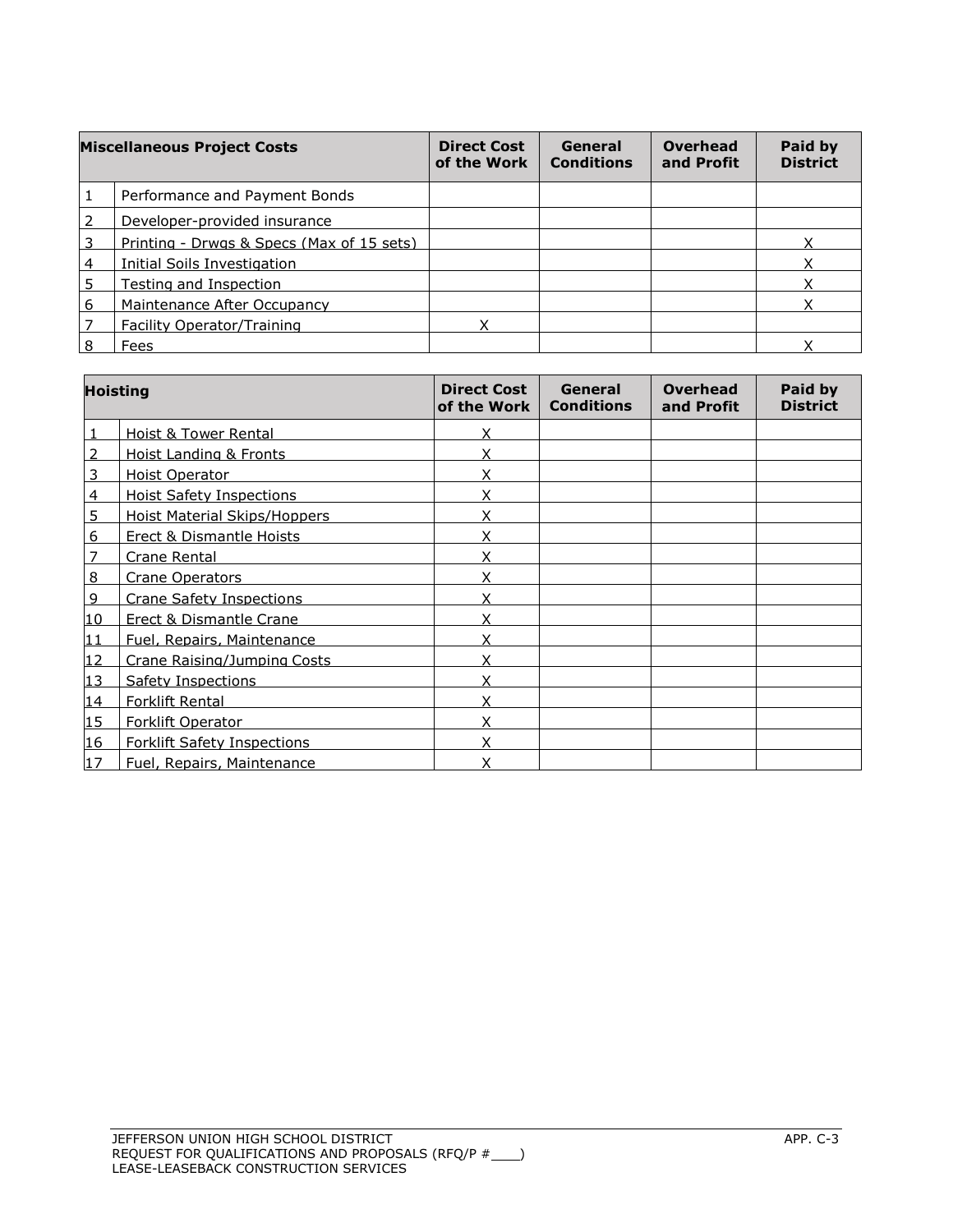| | Miscellaneous Project Costs | Direct Cost of the Work | General Conditions | Overhead and Profit | Paid by District |
|---|---|---|---|---|---|
| 1 | Performance and Payment Bonds | | | | |
| 2 | Developer-provided insurance | | | | |
| 3 | Printing - Drwgs & Specs (Max of 15 sets) | | | | X |
| 4 | Initial Soils Investigation | | | | X |
| 5 | Testing and Inspection | | | | X |
| 6 | Maintenance After Occupancy | | | | X |
| 7 | Facility Operator/Training | X | | | |
| 8 | Fees | | | | X |

| | Hoisting | Direct Cost of the Work | General Conditions | Overhead and Profit | Paid by District |
|---|---|---|---|---|---|
| 1 | Hoist & Tower Rental | X | | | |
| 2 | Hoist Landing & Fronts | X | | | |
| 3 | Hoist Operator | X | | | |
| 4 | Hoist Safety Inspections | X | | | |
| 5 | Hoist Material Skips/Hoppers | X | | | |
| 6 | Erect & Dismantle Hoists | X | | | |
| 7 | Crane Rental | X | | | |
| 8 | Crane Operators | X | | | |
| 9 | Crane Safety Inspections | X | | | |
| 10 | Erect & Dismantle Crane | X | | | |
| 11 | Fuel, Repairs, Maintenance | X | | | |
| 12 | Crane Raising/Jumping Costs | X | | | |
| 13 | Safety Inspections | X | | | |
| 14 | Forklift Rental | X | | | |
| 15 | Forklift Operator | X | | | |
| 16 | Forklift Safety Inspections | X | | | |
| 17 | Fuel, Repairs, Maintenance | X | | | |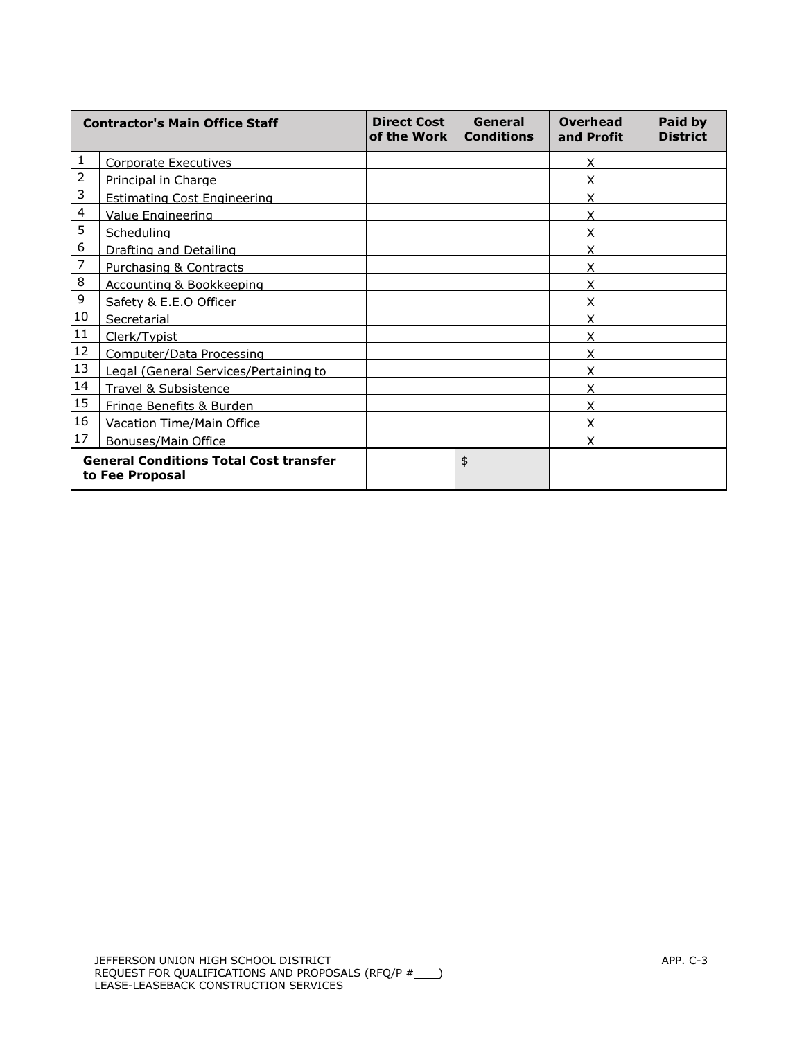| Contractor's Main Office Staff | | Direct Cost of the Work | General Conditions | Overhead and Profit | Paid by District |
|---|---|---|---|---|---|
| 1 | Corporate Executives | | | X | |
| 2 | Principal in Charge | | | X | |
| 3 | Estimating Cost Engineering | | | X | |
| 4 | Value Engineering | | | X | |
| 5 | Scheduling | | | X | |
| 6 | Drafting and Detailing | | | X | |
| 7 | Purchasing & Contracts | | | X | |
| 8 | Accounting & Bookkeeping | | | X | |
| 9 | Safety & E.E.O Officer | | | X | |
| 10 | Secretarial | | | X | |
| 11 | Clerk/Typist | | | X | |
| 12 | Computer/Data Processing | | | X | |
| 13 | Legal (General Services/Pertaining to | | | X | |
| 14 | Travel & Subsistence | | | X | |
| 15 | Fringe Benefits & Burden | | | X | |
| 16 | Vacation Time/Main Office | | | X | |
| 17 | Bonuses/Main Office | | | X | |
| **General Conditions Total Cost transfer to Fee Proposal** | | | $ | | |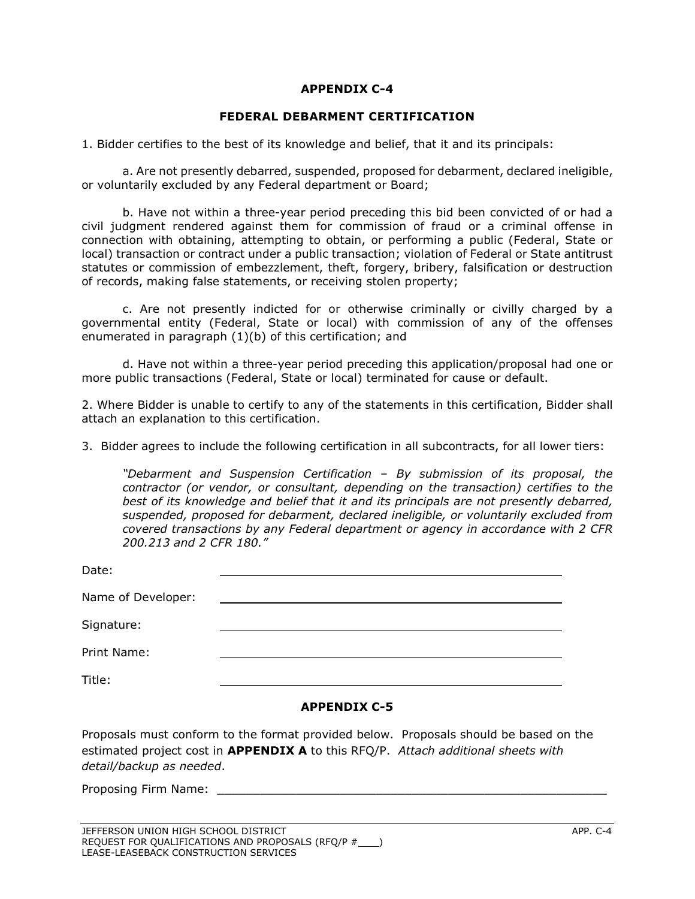## APPENDIX C-4

## FEDERAL DEBARMENT CERTIFICATION

1. Bidder certifies to the best of its knowledge and belief, that it and its principals:

   a. Are not presently debarred, suspended, proposed for debarment, declared ineligible, or voluntarily excluded by any Federal department or Board;

   b. Have not within a three-year period preceding this bid been convicted of or had a civil judgment rendered against them for commission of fraud or a criminal offense in connection with obtaining, attempting to obtain, or performing a public (Federal, State or local) transaction or contract under a public transaction; violation of Federal or State antitrust statutes or commission of embezzlement, theft, forgery, bribery, falsification or destruction of records, making false statements, or receiving stolen property;

   c. Are not presently indicted for or otherwise criminally or civilly charged by a governmental entity (Federal, State or local) with commission of any of the offenses enumerated in paragraph (1)(b) of this certification; and

   d. Have not within a three-year period preceding this application/proposal had one or more public transactions (Federal, State or local) terminated for cause or default.

2. Where Bidder is unable to certify to any of the statements in this certification, Bidder shall attach an explanation to this certification.

3. Bidder agrees to include the following certification in all subcontracts, for all lower tiers:

   *"Debarment and Suspension Certification – By submission of its proposal, the contractor (or vendor, or consultant, depending on the transaction) certifies to the best of its knowledge and belief that it and its principals are not presently debarred, suspended, proposed for debarment, declared ineligible, or voluntarily excluded from covered transactions by any Federal department or agency in accordance with 2 CFR 200.213 and 2 CFR 180."*

Date: ______________________________

Name of Developer: ______________________________

Signature: ______________________________

Print Name: ______________________________

Title: ______________________________

## APPENDIX C-5

Proposals must conform to the format provided below. Proposals should be based on the estimated project cost in **APPENDIX A** to this RFQ/P. *Attach additional sheets with detail/backup as needed*.

Proposing Firm Name: ______________________________________________________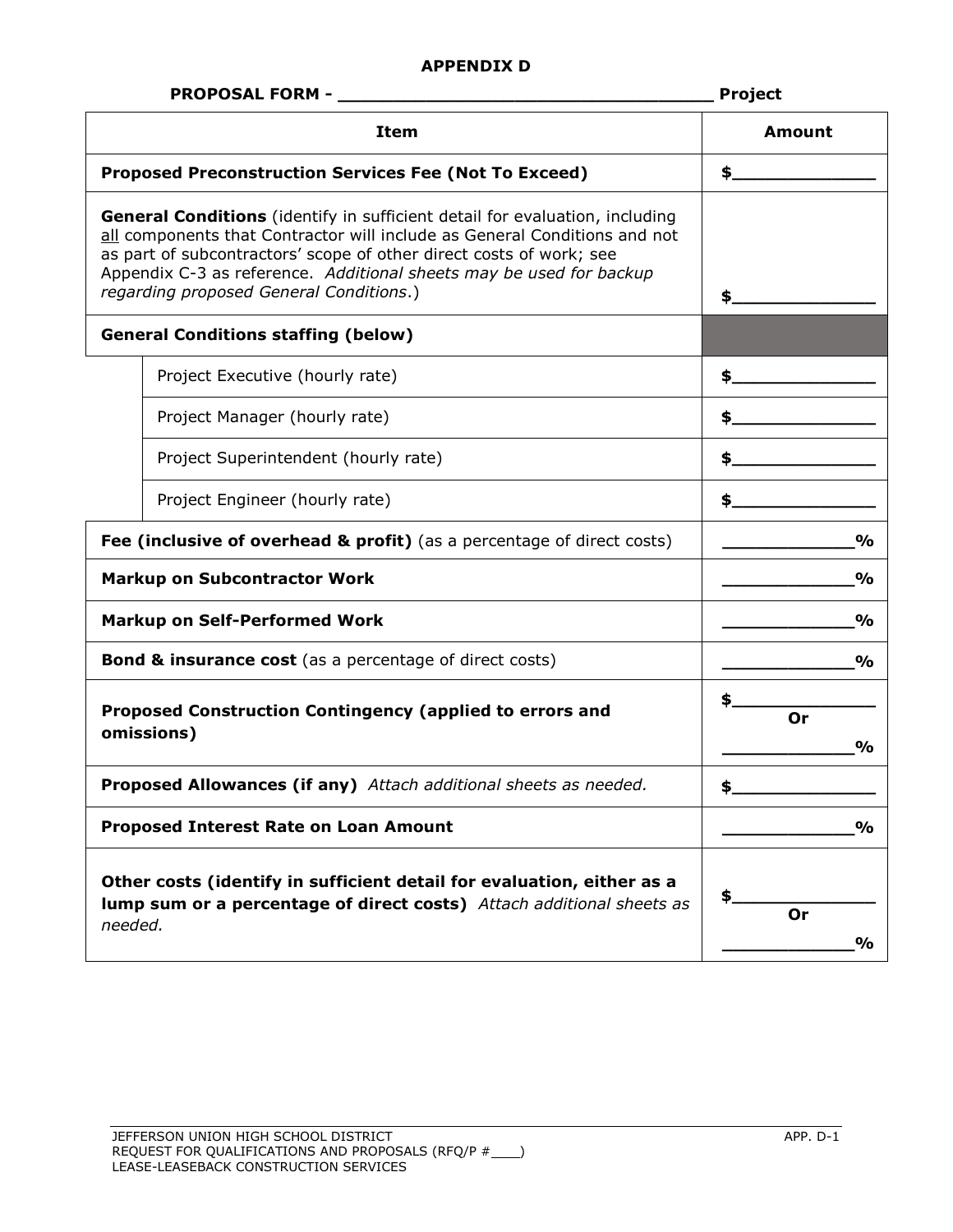**APPENDIX D**

**PROPOSAL FORM - ___________________________________ Project**

| Item | Amount |
|---|---|
| **Proposed Preconstruction Services Fee (Not To Exceed)** | $_____________ |
| **General Conditions** (identify in sufficient detail for evaluation, including all components that Contractor will include as General Conditions and not as part of subcontractors' scope of other direct costs of work; see Appendix C-3 as reference. *Additional sheets may be used for backup regarding proposed General Conditions*.) | $_____________ |
| **General Conditions staffing (below)** | |
| Project Executive (hourly rate) | $_____________ |
| Project Manager (hourly rate) | $_____________ |
| Project Superintendent (hourly rate) | $_____________ |
| Project Engineer (hourly rate) | $_____________ |
| **Fee (inclusive of overhead & profit)** (as a percentage of direct costs) | ____________% |
| **Markup on Subcontractor Work** | ____________% |
| **Markup on Self-Performed Work** | ____________% |
| **Bond & insurance cost** (as a percentage of direct costs) | ____________% |
| **Proposed Construction Contingency (applied to errors and omissions)** | $_____________ **Or** ____________% |
| **Proposed Allowances (if any)** *Attach additional sheets as needed.* | $_____________ |
| **Proposed Interest Rate on Loan Amount** | ____________% |
| **Other costs (identify in sufficient detail for evaluation, either as a lump sum or a percentage of direct costs)** *Attach additional sheets as needed.* | $_____________ **Or** ____________% |